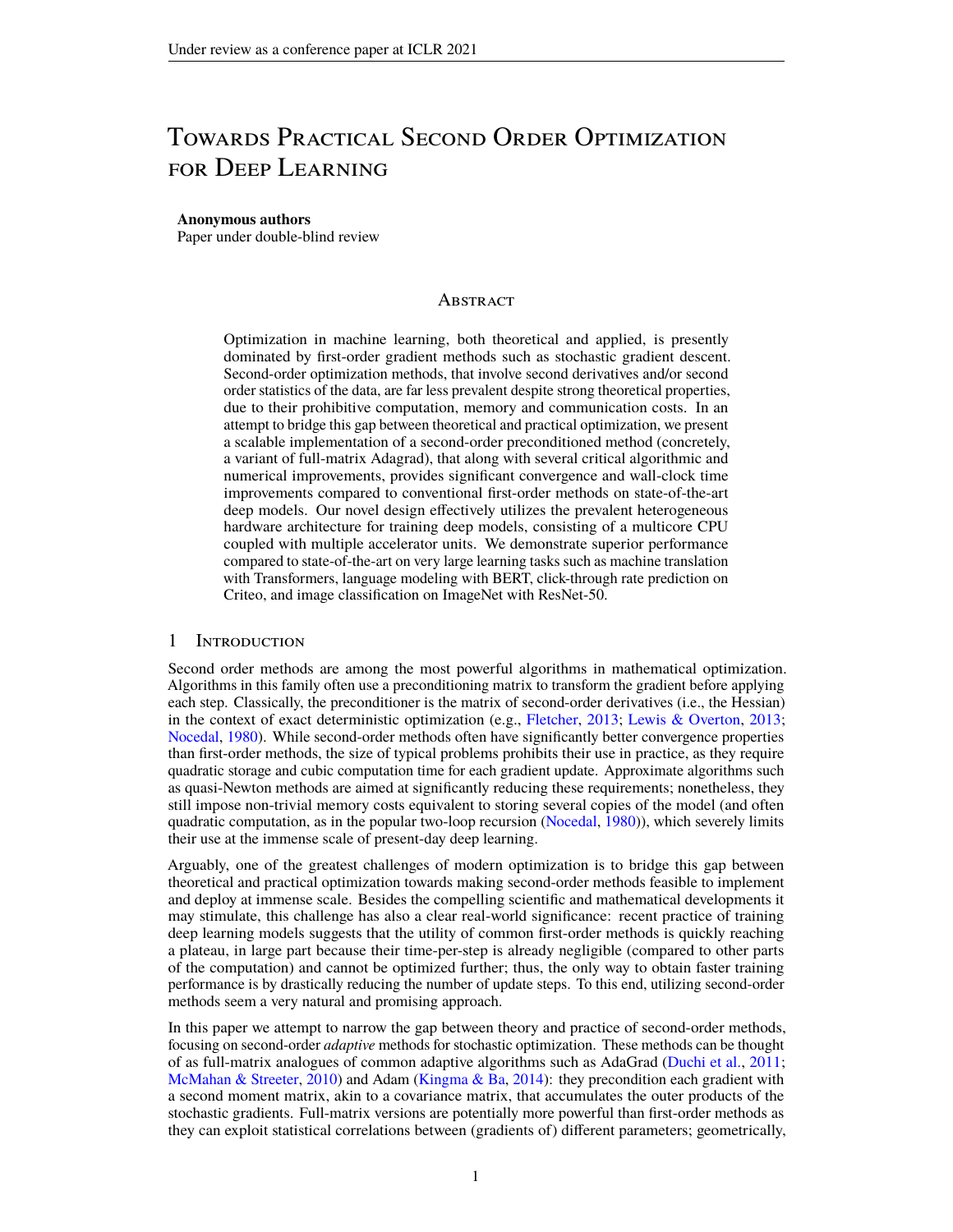# Towards Practical Second Order Optimization for Deep Learning

**Anonymous authors**
Paper under double-blind review

## Abstract

Optimization in machine learning, both theoretical and applied, is presently dominated by first-order gradient methods such as stochastic gradient descent. Second-order optimization methods, that involve second derivatives and/or second order statistics of the data, are far less prevalent despite strong theoretical properties, due to their prohibitive computation, memory and communication costs. In an attempt to bridge this gap between theoretical and practical optimization, we present a scalable implementation of a second-order preconditioned method (concretely, a variant of full-matrix Adagrad), that along with several critical algorithmic and numerical improvements, provides significant convergence and wall-clock time improvements compared to conventional first-order methods on state-of-the-art deep models. Our novel design effectively utilizes the prevalent heterogeneous hardware architecture for training deep models, consisting of a multicore CPU coupled with multiple accelerator units. We demonstrate superior performance compared to state-of-the-art on very large learning tasks such as machine translation with Transformers, language modeling with BERT, click-through rate prediction on Criteo, and image classification on ImageNet with ResNet-50.

## 1 Introduction

Second order methods are among the most powerful algorithms in mathematical optimization. Algorithms in this family often use a preconditioning matrix to transform the gradient before applying each step. Classically, the preconditioner is the matrix of second-order derivatives (i.e., the Hessian) in the context of exact deterministic optimization (e.g., Fletcher, 2013; Lewis & Overton, 2013; Nocedal, 1980). While second-order methods often have significantly better convergence properties than first-order methods, the size of typical problems prohibits their use in practice, as they require quadratic storage and cubic computation time for each gradient update. Approximate algorithms such as quasi-Newton methods are aimed at significantly reducing these requirements; nonetheless, they still impose non-trivial memory costs equivalent to storing several copies of the model (and often quadratic computation, as in the popular two-loop recursion (Nocedal, 1980)), which severely limits their use at the immense scale of present-day deep learning.

Arguably, one of the greatest challenges of modern optimization is to bridge this gap between theoretical and practical optimization towards making second-order methods feasible to implement and deploy at immense scale. Besides the compelling scientific and mathematical developments it may stimulate, this challenge has also a clear real-world significance: recent practice of training deep learning models suggests that the utility of common first-order methods is quickly reaching a plateau, in large part because their time-per-step is already negligible (compared to other parts of the computation) and cannot be optimized further; thus, the only way to obtain faster training performance is by drastically reducing the number of update steps. To this end, utilizing second-order methods seem a very natural and promising approach.

In this paper we attempt to narrow the gap between theory and practice of second-order methods, focusing on second-order *adaptive* methods for stochastic optimization. These methods can be thought of as full-matrix analogues of common adaptive algorithms such as AdaGrad (Duchi et al., 2011; McMahan & Streeter, 2010) and Adam (Kingma & Ba, 2014): they precondition each gradient with a second moment matrix, akin to a covariance matrix, that accumulates the outer products of the stochastic gradients. Full-matrix versions are potentially more powerful than first-order methods as they can exploit statistical correlations between (gradients of) different parameters; geometrically,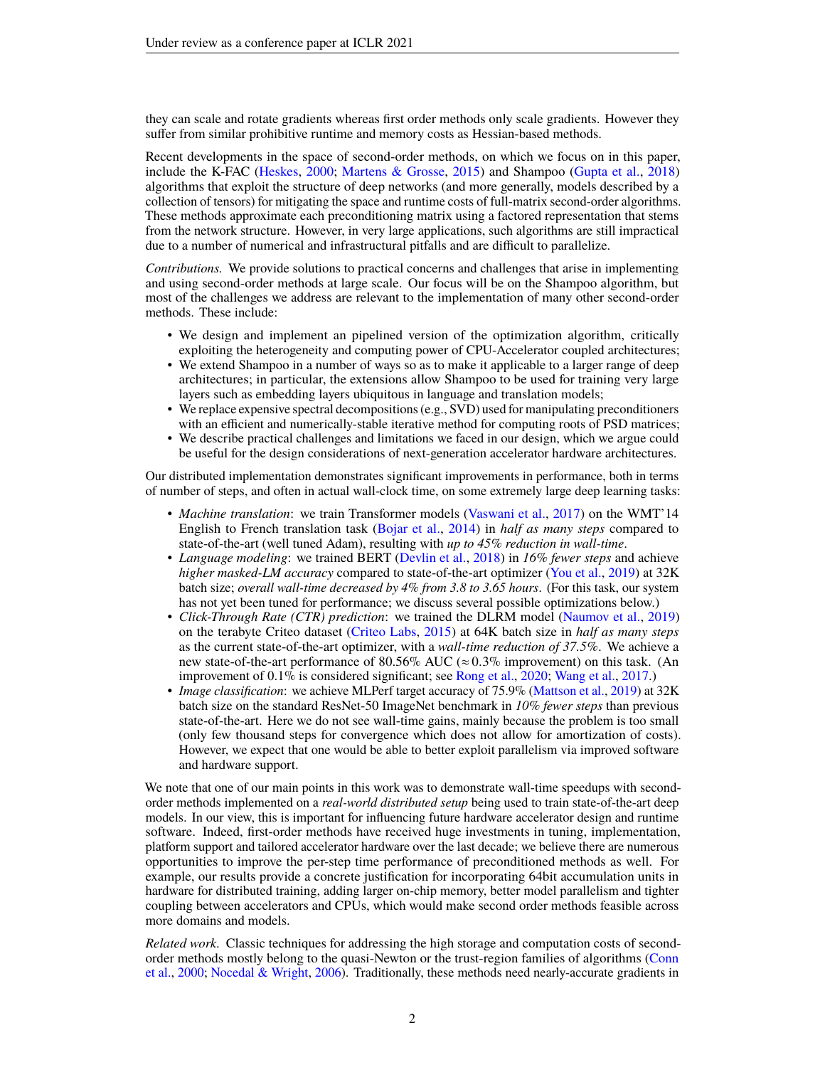they can scale and rotate gradients whereas first order methods only scale gradients. However they suffer from similar prohibitive runtime and memory costs as Hessian-based methods.

Recent developments in the space of second-order methods, on which we focus on in this paper, include the K-FAC (Heskes, 2000; Martens & Grosse, 2015) and Shampoo (Gupta et al., 2018) algorithms that exploit the structure of deep networks (and more generally, models described by a collection of tensors) for mitigating the space and runtime costs of full-matrix second-order algorithms. These methods approximate each preconditioning matrix using a factored representation that stems from the network structure. However, in very large applications, such algorithms are still impractical due to a number of numerical and infrastructural pitfalls and are difficult to parallelize.

*Contributions.* We provide solutions to practical concerns and challenges that arise in implementing and using second-order methods at large scale. Our focus will be on the Shampoo algorithm, but most of the challenges we address are relevant to the implementation of many other second-order methods. These include:

- We design and implement an pipelined version of the optimization algorithm, critically exploiting the heterogeneity and computing power of CPU-Accelerator coupled architectures;
- We extend Shampoo in a number of ways so as to make it applicable to a larger range of deep architectures; in particular, the extensions allow Shampoo to be used for training very large layers such as embedding layers ubiquitous in language and translation models;
- We replace expensive spectral decompositions (e.g., SVD) used for manipulating preconditioners with an efficient and numerically-stable iterative method for computing roots of PSD matrices;
- We describe practical challenges and limitations we faced in our design, which we argue could be useful for the design considerations of next-generation accelerator hardware architectures.

Our distributed implementation demonstrates significant improvements in performance, both in terms of number of steps, and often in actual wall-clock time, on some extremely large deep learning tasks:

- *Machine translation*: we train Transformer models (Vaswani et al., 2017) on the WMT'14 English to French translation task (Bojar et al., 2014) in *half as many steps* compared to state-of-the-art (well tuned Adam), resulting with *up to 45% reduction in wall-time*.
- *Language modeling*: we trained BERT (Devlin et al., 2018) in *16% fewer steps* and achieve *higher masked-LM accuracy* compared to state-of-the-art optimizer (You et al., 2019) at 32K batch size; *overall wall-time decreased by 4% from 3.8 to 3.65 hours*. (For this task, our system has not yet been tuned for performance; we discuss several possible optimizations below.)
- *Click-Through Rate (CTR) prediction*: we trained the DLRM model (Naumov et al., 2019) on the terabyte Criteo dataset (Criteo Labs, 2015) at 64K batch size in *half as many steps* as the current state-of-the-art optimizer, with a *wall-time reduction of 37.5%*. We achieve a new state-of-the-art performance of 80.56% AUC ($\approx 0.3\%$ improvement) on this task. (An improvement of 0.1% is considered significant; see Rong et al., 2020; Wang et al., 2017.)
- *Image classification*: we achieve MLPerf target accuracy of 75.9% (Mattson et al., 2019) at 32K batch size on the standard ResNet-50 ImageNet benchmark in *10% fewer steps* than previous state-of-the-art. Here we do not see wall-time gains, mainly because the problem is too small (only few thousand steps for convergence which does not allow for amortization of costs). However, we expect that one would be able to better exploit parallelism via improved software and hardware support.

We note that one of our main points in this work was to demonstrate wall-time speedups with second-order methods implemented on a *real-world distributed setup* being used to train state-of-the-art deep models. In our view, this is important for influencing future hardware accelerator design and runtime software. Indeed, first-order methods have received huge investments in tuning, implementation, platform support and tailored accelerator hardware over the last decade; we believe there are numerous opportunities to improve the per-step time performance of preconditioned methods as well. For example, our results provide a concrete justification for incorporating 64bit accumulation units in hardware for distributed training, adding larger on-chip memory, better model parallelism and tighter coupling between accelerators and CPUs, which would make second order methods feasible across more domains and models.

*Related work.* Classic techniques for addressing the high storage and computation costs of second-order methods mostly belong to the quasi-Newton or the trust-region families of algorithms (Conn et al., 2000; Nocedal & Wright, 2006). Traditionally, these methods need nearly-accurate gradients in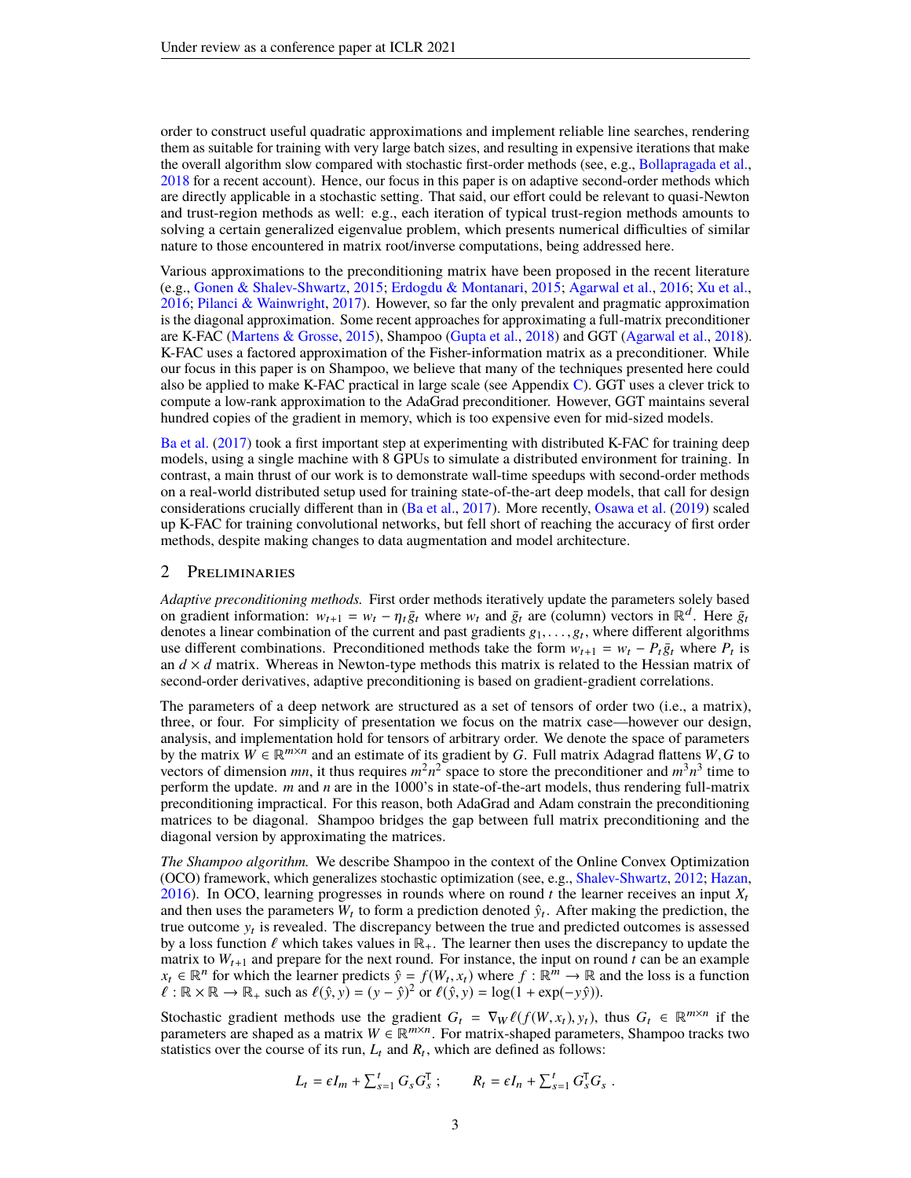order to construct useful quadratic approximations and implement reliable line searches, rendering them as suitable for training with very large batch sizes, and resulting in expensive iterations that make the overall algorithm slow compared with stochastic first-order methods (see, e.g., Bollapragada et al., 2018 for a recent account). Hence, our focus in this paper is on adaptive second-order methods which are directly applicable in a stochastic setting. That said, our effort could be relevant to quasi-Newton and trust-region methods as well: e.g., each iteration of typical trust-region methods amounts to solving a certain generalized eigenvalue problem, which presents numerical difficulties of similar nature to those encountered in matrix root/inverse computations, being addressed here.

Various approximations to the preconditioning matrix have been proposed in the recent literature (e.g., Gonen & Shalev-Shwartz, 2015; Erdogdu & Montanari, 2015; Agarwal et al., 2016; Xu et al., 2016; Pilanci & Wainwright, 2017). However, so far the only prevalent and pragmatic approximation is the diagonal approximation. Some recent approaches for approximating a full-matrix preconditioner are K-FAC (Martens & Grosse, 2015), Shampoo (Gupta et al., 2018) and GGT (Agarwal et al., 2018). K-FAC uses a factored approximation of the Fisher-information matrix as a preconditioner. While our focus in this paper is on Shampoo, we believe that many of the techniques presented here could also be applied to make K-FAC practical in large scale (see Appendix C). GGT uses a clever trick to compute a low-rank approximation to the AdaGrad preconditioner. However, GGT maintains several hundred copies of the gradient in memory, which is too expensive even for mid-sized models.

Ba et al. (2017) took a first important step at experimenting with distributed K-FAC for training deep models, using a single machine with 8 GPUs to simulate a distributed environment for training. In contrast, a main thrust of our work is to demonstrate wall-time speedups with second-order methods on a real-world distributed setup used for training state-of-the-art deep models, that call for design considerations crucially different than in (Ba et al., 2017). More recently, Osawa et al. (2019) scaled up K-FAC for training convolutional networks, but fell short of reaching the accuracy of first order methods, despite making changes to data augmentation and model architecture.

## 2 Preliminaries

*Adaptive preconditioning methods.* First order methods iteratively update the parameters solely based on gradient information: $w_{t+1} = w_t - \eta_t \bar{g}_t$ where $w_t$ and $\bar{g}_t$ are (column) vectors in $\mathbb{R}^d$. Here $\bar{g}_t$ denotes a linear combination of the current and past gradients $g_1, \ldots, g_t$, where different algorithms use different combinations. Preconditioned methods take the form $w_{t+1} = w_t - P_t \bar{g}_t$ where $P_t$ is an $d \times d$ matrix. Whereas in Newton-type methods this matrix is related to the Hessian matrix of second-order derivatives, adaptive preconditioning is based on gradient-gradient correlations.

The parameters of a deep network are structured as a set of tensors of order two (i.e., a matrix), three, or four. For simplicity of presentation we focus on the matrix case—however our design, analysis, and implementation hold for tensors of arbitrary order. We denote the space of parameters by the matrix $W \in \mathbb{R}^{m \times n}$ and an estimate of its gradient by $G$. Full matrix Adagrad flattens $W, G$ to vectors of dimension $mn$, it thus requires $m^2n^2$ space to store the preconditioner and $m^3n^3$ time to perform the update. $m$ and $n$ are in the 1000's in state-of-the-art models, thus rendering full-matrix preconditioning impractical. For this reason, both AdaGrad and Adam constrain the preconditioning matrices to be diagonal. Shampoo bridges the gap between full matrix preconditioning and the diagonal version by approximating the matrices.

*The Shampoo algorithm.* We describe Shampoo in the context of the Online Convex Optimization (OCO) framework, which generalizes stochastic optimization (see, e.g., Shalev-Shwartz, 2012; Hazan, 2016). In OCO, learning progresses in rounds where on round $t$ the learner receives an input $X_t$ and then uses the parameters $W_t$ to form a prediction denoted $\hat{y}_t$. After making the prediction, the true outcome $y_t$ is revealed. The discrepancy between the true and predicted outcomes is assessed by a loss function $\ell$ which takes values in $\mathbb{R}_+$. The learner then uses the discrepancy to update the matrix to $W_{t+1}$ and prepare for the next round. For instance, the input on round $t$ can be an example $x_t \in \mathbb{R}^n$ for which the learner predicts $\hat{y} = f(W_t, x_t)$ where $f : \mathbb{R}^m \to \mathbb{R}$ and the loss is a function $\ell : \mathbb{R} \times \mathbb{R} \to \mathbb{R}_+$ such as $\ell(\hat{y}, y) = (y - \hat{y})^2$ or $\ell(\hat{y}, y) = \log(1 + \exp(-y\hat{y}))$.

Stochastic gradient methods use the gradient $G_t = \nabla_W \ell(f(W, x_t), y_t)$, thus $G_t \in \mathbb{R}^{m \times n}$ if the parameters are shaped as a matrix $W \in \mathbb{R}^{m \times n}$. For matrix-shaped parameters, Shampoo tracks two statistics over the course of its run, $L_t$ and $R_t$, which are defined as follows:

$$L_t = \epsilon I_m + \textstyle\sum_{s=1}^t G_s G_s^\top \, ; \qquad R_t = \epsilon I_n + \textstyle\sum_{s=1}^t G_s^\top G_s \; .$$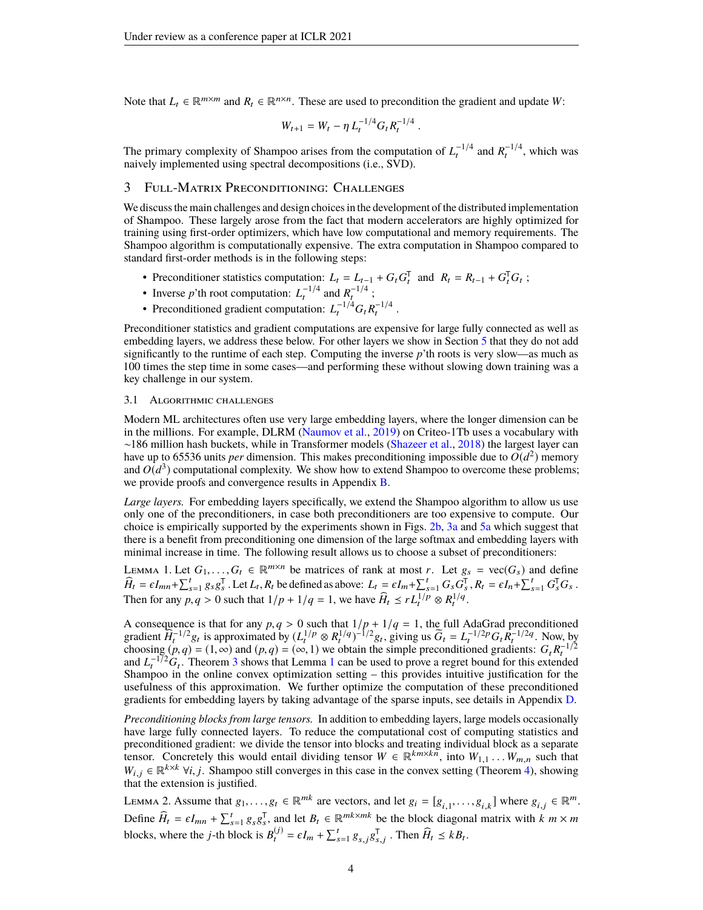Note that $L_t \in \mathbb{R}^{m \times m}$ and $R_t \in \mathbb{R}^{n \times n}$. These are used to precondition the gradient and update $W$:

$$W_{t+1} = W_t - \eta \, L_t^{-1/4} G_t R_t^{-1/4} \, .$$

The primary complexity of Shampoo arises from the computation of $L_t^{-1/4}$ and $R_t^{-1/4}$, which was naively implemented using spectral decompositions (i.e., SVD).

## 3 Full-Matrix Preconditioning: Challenges

We discuss the main challenges and design choices in the development of the distributed implementation of Shampoo. These largely arose from the fact that modern accelerators are highly optimized for training using first-order optimizers, which have low computational and memory requirements. The Shampoo algorithm is computationally expensive. The extra computation in Shampoo compared to standard first-order methods is in the following steps:

- Preconditioner statistics computation: $L_t = L_{t-1} + G_t G_t^\mathsf{T}$ and $R_t = R_{t-1} + G_t^\mathsf{T} G_t$ ;
- Inverse $p$'th root computation: $L_t^{-1/4}$ and $R_t^{-1/4}$ ;
- Preconditioned gradient computation: $L_t^{-1/4} G_t R_t^{-1/4}$ .

Preconditioner statistics and gradient computations are expensive for large fully connected as well as embedding layers, we address these below. For other layers we show in Section 5 that they do not add significantly to the runtime of each step. Computing the inverse $p$'th roots is very slow—as much as 100 times the step time in some cases—and performing these without slowing down training was a key challenge in our system.

### 3.1 Algorithmic challenges

Modern ML architectures often use very large embedding layers, where the longer dimension can be in the millions. For example, DLRM (Naumov et al., 2019) on Criteo-1Tb uses a vocabulary with ~186 million hash buckets, while in Transformer models (Shazeer et al., 2018) the largest layer can have up to 65536 units *per* dimension. This makes preconditioning impossible due to $O(d^2)$ memory and $O(d^3)$ computational complexity. We show how to extend Shampoo to overcome these problems; we provide proofs and convergence results in Appendix B.

*Large layers.* For embedding layers specifically, we extend the Shampoo algorithm to allow us use only one of the preconditioners, in case both preconditioners are too expensive to compute. Our choice is empirically supported by the experiments shown in Figs. 2b, 3a and 5a which suggest that there is a benefit from preconditioning one dimension of the large softmax and embedding layers with minimal increase in time. The following result allows us to choose a subset of preconditioners:

Lemma 1. Let $G_1, \ldots, G_t \in \mathbb{R}^{m \times n}$ be matrices of rank at most $r$. Let $g_s = \mathrm{vec}(G_s)$ and define $\widehat{H}_t = \epsilon I_{mn} + \sum_{s=1}^t g_s g_s^\mathsf{T}$ . Let $L_t, R_t$ be defined as above: $L_t = \epsilon I_m + \sum_{s=1}^t G_s G_s^\mathsf{T}$, $R_t = \epsilon I_n + \sum_{s=1}^t G_s^\mathsf{T} G_s$ . Then for any $p, q > 0$ such that $1/p + 1/q = 1$, we have $\widehat{H}_t \preceq r L_t^{1/p} \otimes R_t^{1/q}$.

A consequence is that for any $p, q > 0$ such that $1/p + 1/q = 1$, the full AdaGrad preconditioned gradient $\widehat{H}_t^{-1/2} g_t$ is approximated by $(L_t^{1/p} \otimes R_t^{1/q})^{-1/2} g_t$, giving us $\widetilde{G}_t = L_t^{-1/2p} G_t R_t^{-1/2q}$. Now, by choosing $(p, q) = (1, \infty)$ and $(p, q) = (\infty, 1)$ we obtain the simple preconditioned gradients: $G_t R_t^{-1/2}$ and $L_t^{-1/2} G_t$. Theorem 3 shows that Lemma 1 can be used to prove a regret bound for this extended Shampoo in the online convex optimization setting – this provides intuitive justification for the usefulness of this approximation. We further optimize the computation of these preconditioned gradients for embedding layers by taking advantage of the sparse inputs, see details in Appendix D.

*Preconditioning blocks from large tensors.* In addition to embedding layers, large models occasionally have large fully connected layers. To reduce the computational cost of computing statistics and preconditioned gradient: we divide the tensor into blocks and treating individual block as a separate tensor. Concretely this would entail dividing tensor $W \in \mathbb{R}^{km \times kn}$, into $W_{1,1} \ldots W_{m,n}$ such that $W_{i,j} \in \mathbb{R}^{k \times k} \; \forall i, j$. Shampoo still converges in this case in the convex setting (Theorem 4), showing that the extension is justified.

Lemma 2. Assume that $g_1, \ldots, g_t \in \mathbb{R}^{mk}$ are vectors, and let $g_i = [g_{i,1}, \ldots, g_{i,k}]$ where $g_{i,j} \in \mathbb{R}^m$. Define $\widehat{H}_t = \epsilon I_{mn} + \sum_{s=1}^t g_s g_s^\mathsf{T}$, and let $B_t \in \mathbb{R}^{mk \times mk}$ be the block diagonal matrix with $k$ $m \times m$ blocks, where the $j$-th block is $B_t^{(j)} = \epsilon I_m + \sum_{s=1}^t g_{s,j} g_{s,j}^\mathsf{T}$ . Then $\widehat{H}_t \preceq k B_t$.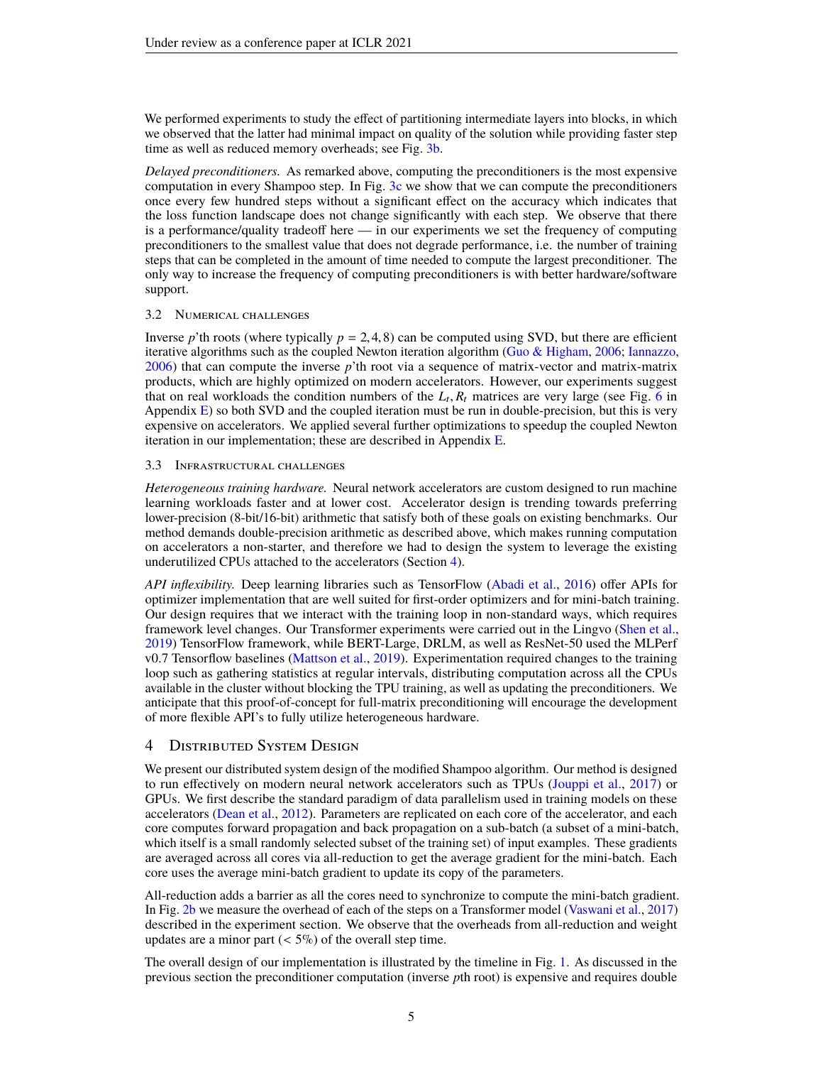We performed experiments to study the effect of partitioning intermediate layers into blocks, in which we observed that the latter had minimal impact on quality of the solution while providing faster step time as well as reduced memory overheads; see Fig. 3b.

*Delayed preconditioners.* As remarked above, computing the preconditioners is the most expensive computation in every Shampoo step. In Fig. 3c we show that we can compute the preconditioners once every few hundred steps without a significant effect on the accuracy which indicates that the loss function landscape does not change significantly with each step. We observe that there is a performance/quality tradeoff here — in our experiments we set the frequency of computing preconditioners to the smallest value that does not degrade performance, i.e. the number of training steps that can be completed in the amount of time needed to compute the largest preconditioner. The only way to increase the frequency of computing preconditioners is with better hardware/software support.

### 3.2 Numerical challenges

Inverse $p$'th roots (where typically $p = 2, 4, 8$) can be computed using SVD, but there are efficient iterative algorithms such as the coupled Newton iteration algorithm (Guo & Higham, 2006; Iannazzo, 2006) that can compute the inverse $p$'th root via a sequence of matrix-vector and matrix-matrix products, which are highly optimized on modern accelerators. However, our experiments suggest that on real workloads the condition numbers of the $L_t, R_t$ matrices are very large (see Fig. 6 in Appendix E) so both SVD and the coupled iteration must be run in double-precision, but this is very expensive on accelerators. We applied several further optimizations to speedup the coupled Newton iteration in our implementation; these are described in Appendix E.

### 3.3 Infrastructural challenges

*Heterogeneous training hardware.* Neural network accelerators are custom designed to run machine learning workloads faster and at lower cost. Accelerator design is trending towards preferring lower-precision (8-bit/16-bit) arithmetic that satisfy both of these goals on existing benchmarks. Our method demands double-precision arithmetic as described above, which makes running computation on accelerators a non-starter, and therefore we had to design the system to leverage the existing underutilized CPUs attached to the accelerators (Section 4).

*API inflexibility.* Deep learning libraries such as TensorFlow (Abadi et al., 2016) offer APIs for optimizer implementation that are well suited for first-order optimizers and for mini-batch training. Our design requires that we interact with the training loop in non-standard ways, which requires framework level changes. Our Transformer experiments were carried out in the Lingvo (Shen et al., 2019) TensorFlow framework, while BERT-Large, DRLM, as well as ResNet-50 used the MLPerf v0.7 Tensorflow baselines (Mattson et al., 2019). Experimentation required changes to the training loop such as gathering statistics at regular intervals, distributing computation across all the CPUs available in the cluster without blocking the TPU training, as well as updating the preconditioners. We anticipate that this proof-of-concept for full-matrix preconditioning will encourage the development of more flexible API's to fully utilize heterogeneous hardware.

## 4 Distributed System Design

We present our distributed system design of the modified Shampoo algorithm. Our method is designed to run effectively on modern neural network accelerators such as TPUs (Jouppi et al., 2017) or GPUs. We first describe the standard paradigm of data parallelism used in training models on these accelerators (Dean et al., 2012). Parameters are replicated on each core of the accelerator, and each core computes forward propagation and back propagation on a sub-batch (a subset of a mini-batch, which itself is a small randomly selected subset of the training set) of input examples. These gradients are averaged across all cores via all-reduction to get the average gradient for the mini-batch. Each core uses the average mini-batch gradient to update its copy of the parameters.

All-reduction adds a barrier as all the cores need to synchronize to compute the mini-batch gradient. In Fig. 2b we measure the overhead of each of the steps on a Transformer model (Vaswani et al., 2017) described in the experiment section. We observe that the overheads from all-reduction and weight updates are a minor part ($< 5\%$) of the overall step time.

The overall design of our implementation is illustrated by the timeline in Fig. 1. As discussed in the previous section the preconditioner computation (inverse $p$th root) is expensive and requires double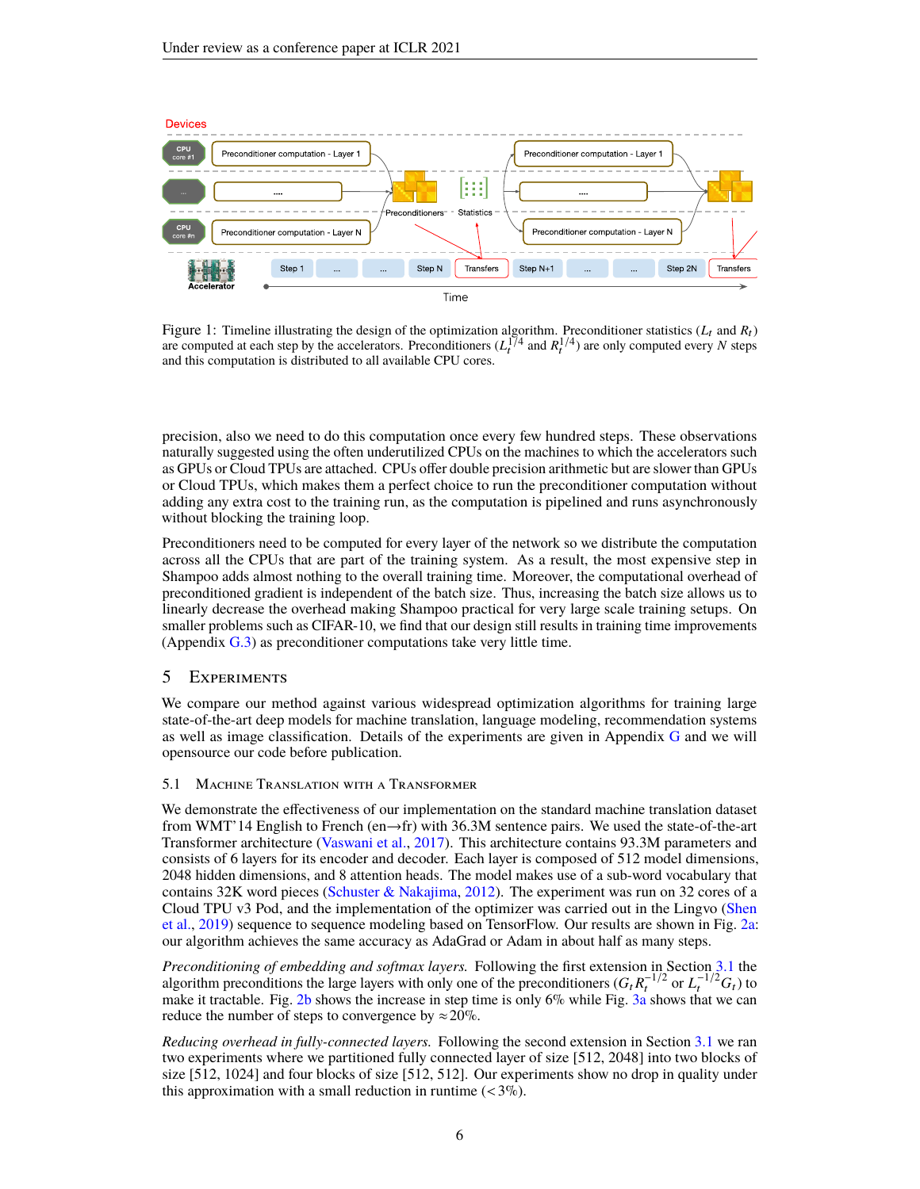Figure 1: Timeline illustrating the design of the optimization algorithm. Preconditioner statistics ($L_t$ and $R_t$) are computed at each step by the accelerators. Preconditioners ($L_t^{1/4}$ and $R_t^{1/4}$) are only computed every $N$ steps and this computation is distributed to all available CPU cores.

precision, also we need to do this computation once every few hundred steps. These observations naturally suggested using the often underutilized CPUs on the machines to which the accelerators such as GPUs or Cloud TPUs are attached. CPUs offer double precision arithmetic but are slower than GPUs or Cloud TPUs, which makes them a perfect choice to run the preconditioner computation without adding any extra cost to the training run, as the computation is pipelined and runs asynchronously without blocking the training loop.

Preconditioners need to be computed for every layer of the network so we distribute the computation across all the CPUs that are part of the training system. As a result, the most expensive step in Shampoo adds almost nothing to the overall training time. Moreover, the computational overhead of preconditioned gradient is independent of the batch size. Thus, increasing the batch size allows us to linearly decrease the overhead making Shampoo practical for very large scale training setups. On smaller problems such as CIFAR-10, we find that our design still results in training time improvements (Appendix G.3) as preconditioner computations take very little time.

## 5 Experiments

We compare our method against various widespread optimization algorithms for training large state-of-the-art deep models for machine translation, language modeling, recommendation systems as well as image classification. Details of the experiments are given in Appendix G and we will opensource our code before publication.

### 5.1 Machine Translation with a Transformer

We demonstrate the effectiveness of our implementation on the standard machine translation dataset from WMT'14 English to French (en→fr) with 36.3M sentence pairs. We used the state-of-the-art Transformer architecture (Vaswani et al., 2017). This architecture contains 93.3M parameters and consists of 6 layers for its encoder and decoder. Each layer is composed of 512 model dimensions, 2048 hidden dimensions, and 8 attention heads. The model makes use of a sub-word vocabulary that contains 32K word pieces (Schuster & Nakajima, 2012). The experiment was run on 32 cores of a Cloud TPU v3 Pod, and the implementation of the optimizer was carried out in the Lingvo (Shen et al., 2019) sequence to sequence modeling based on TensorFlow. Our results are shown in Fig. 2a: our algorithm achieves the same accuracy as AdaGrad or Adam in about half as many steps.

*Preconditioning of embedding and softmax layers.* Following the first extension in Section 3.1 the algorithm preconditions the large layers with only one of the preconditioners ($G_t R_t^{-1/2}$ or $L_t^{-1/2} G_t$) to make it tractable. Fig. 2b shows the increase in step time is only 6% while Fig. 3a shows that we can reduce the number of steps to convergence by $\approx$20%.

*Reducing overhead in fully-connected layers.* Following the second extension in Section 3.1 we ran two experiments where we partitioned fully connected layer of size [512, 2048] into two blocks of size [512, 1024] and four blocks of size [512, 512]. Our experiments show no drop in quality under this approximation with a small reduction in runtime (<3%).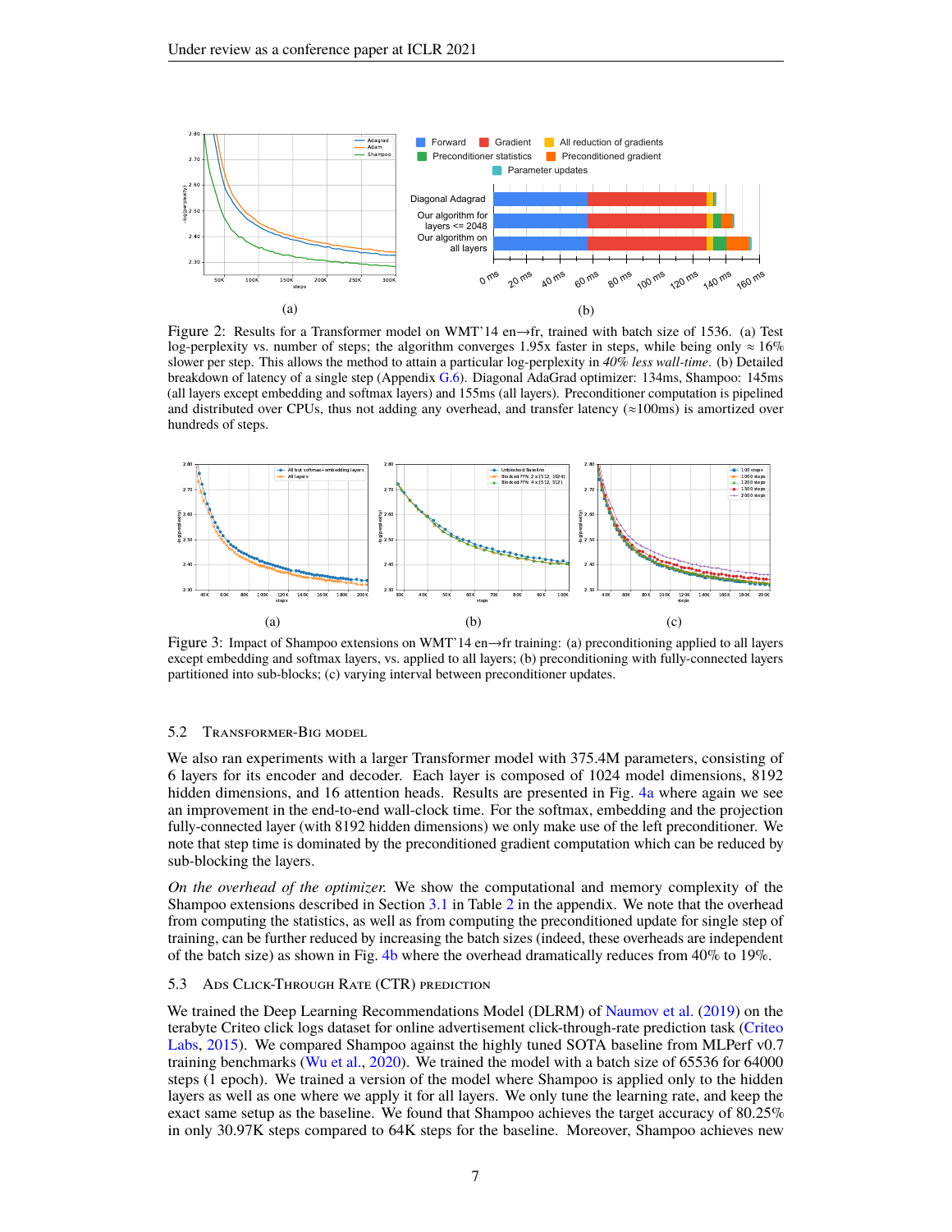Figure 2: Results for a Transformer model on WMT'14 en→fr, trained with batch size of 1536. (a) Test log-perplexity vs. number of steps; the algorithm converges 1.95x faster in steps, while being only ≈ 16% slower per step. This allows the method to attain a particular log-perplexity in *40% less wall-time*. (b) Detailed breakdown of latency of a single step (Appendix G.6). Diagonal AdaGrad optimizer: 134ms, Shampoo: 145ms (all layers except embedding and softmax layers) and 155ms (all layers). Preconditioner computation is pipelined and distributed over CPUs, thus not adding any overhead, and transfer latency (≈100ms) is amortized over hundreds of steps.

Figure 3: Impact of Shampoo extensions on WMT'14 en→fr training: (a) preconditioning applied to all layers except embedding and softmax layers, vs. applied to all layers; (b) preconditioning with fully-connected layers partitioned into sub-blocks; (c) varying interval between preconditioner updates.

### 5.2 Transformer-Big model

We also ran experiments with a larger Transformer model with 375.4M parameters, consisting of 6 layers for its encoder and decoder. Each layer is composed of 1024 model dimensions, 8192 hidden dimensions, and 16 attention heads. Results are presented in Fig. 4a where again we see an improvement in the end-to-end wall-clock time. For the softmax, embedding and the projection fully-connected layer (with 8192 hidden dimensions) we only make use of the left preconditioner. We note that step time is dominated by the preconditioned gradient computation which can be reduced by sub-blocking the layers.

*On the overhead of the optimizer.* We show the computational and memory complexity of the Shampoo extensions described in Section 3.1 in Table 2 in the appendix. We note that the overhead from computing the statistics, as well as from computing the preconditioned update for single step of training, can be further reduced by increasing the batch sizes (indeed, these overheads are independent of the batch size) as shown in Fig. 4b where the overhead dramatically reduces from 40% to 19%.

### 5.3 Ads Click-Through Rate (CTR) prediction

We trained the Deep Learning Recommendations Model (DLRM) of Naumov et al. (2019) on the terabyte Criteo click logs dataset for online advertisement click-through-rate prediction task (Criteo Labs, 2015). We compared Shampoo against the highly tuned SOTA baseline from MLPerf v0.7 training benchmarks (Wu et al., 2020). We trained the model with a batch size of 65536 for 64000 steps (1 epoch). We trained a version of the model where Shampoo is applied only to the hidden layers as well as one where we apply it for all layers. We only tune the learning rate, and keep the exact same setup as the baseline. We found that Shampoo achieves the target accuracy of 80.25% in only 30.97K steps compared to 64K steps for the baseline. Moreover, Shampoo achieves new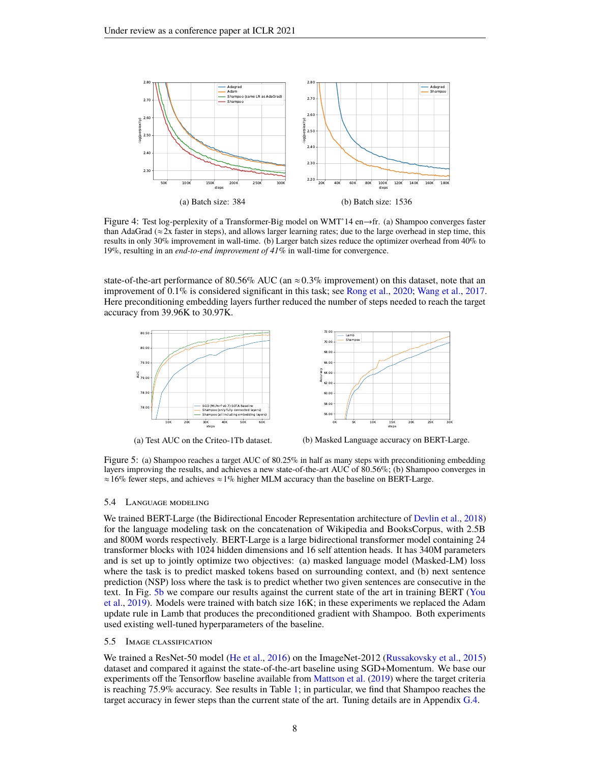(a) Batch size: 384

(b) Batch size: 1536

Figure 4: Test log-perplexity of a Transformer-Big model on WMT'14 en→fr. (a) Shampoo converges faster than AdaGrad ($\approx$2x faster in steps), and allows larger learning rates; due to the large overhead in step time, this results in only 30% improvement in wall-time. (b) Larger batch sizes reduce the optimizer overhead from 40% to 19%, resulting in an *end-to-end improvement of 41%* in wall-time for convergence.

state-of-the-art performance of 80.56% AUC (an $\approx$0.3% improvement) on this dataset, note that an improvement of 0.1% is considered significant in this task; see Rong et al., 2020; Wang et al., 2017. Here preconditioning embedding layers further reduced the number of steps needed to reach the target accuracy from 39.96K to 30.97K.

(a) Test AUC on the Criteo-1Tb dataset.

(b) Masked Language accuracy on BERT-Large.

Figure 5: (a) Shampoo reaches a target AUC of 80.25% in half as many steps with preconditioning embedding layers improving the results, and achieves a new state-of-the-art AUC of 80.56%; (b) Shampoo converges in $\approx$16% fewer steps, and achieves $\approx$1% higher MLM accuracy than the baseline on BERT-Large.

### 5.4 Language modeling

We trained BERT-Large (the Bidirectional Encoder Representation architecture of Devlin et al., 2018) for the language modeling task on the concatenation of Wikipedia and BooksCorpus, with 2.5B and 800M words respectively. BERT-Large is a large bidirectional transformer model containing 24 transformer blocks with 1024 hidden dimensions and 16 self attention heads. It has 340M parameters and is set up to jointly optimize two objectives: (a) masked language model (Masked-LM) loss where the task is to predict masked tokens based on surrounding context, and (b) next sentence prediction (NSP) loss where the task is to predict whether two given sentences are consecutive in the text. In Fig. 5b we compare our results against the current state of the art in training BERT (You et al., 2019). Models were trained with batch size 16K; in these experiments we replaced the Adam update rule in Lamb that produces the preconditioned gradient with Shampoo. Both experiments used existing well-tuned hyperparameters of the baseline.

### 5.5 Image classification

We trained a ResNet-50 model (He et al., 2016) on the ImageNet-2012 (Russakovsky et al., 2015) dataset and compared it against the state-of-the-art baseline using SGD+Momentum. We base our experiments off the Tensorflow baseline available from Mattson et al. (2019) where the target criteria is reaching 75.9% accuracy. See results in Table 1; in particular, we find that Shampoo reaches the target accuracy in fewer steps than the current state of the art. Tuning details are in Appendix G.4.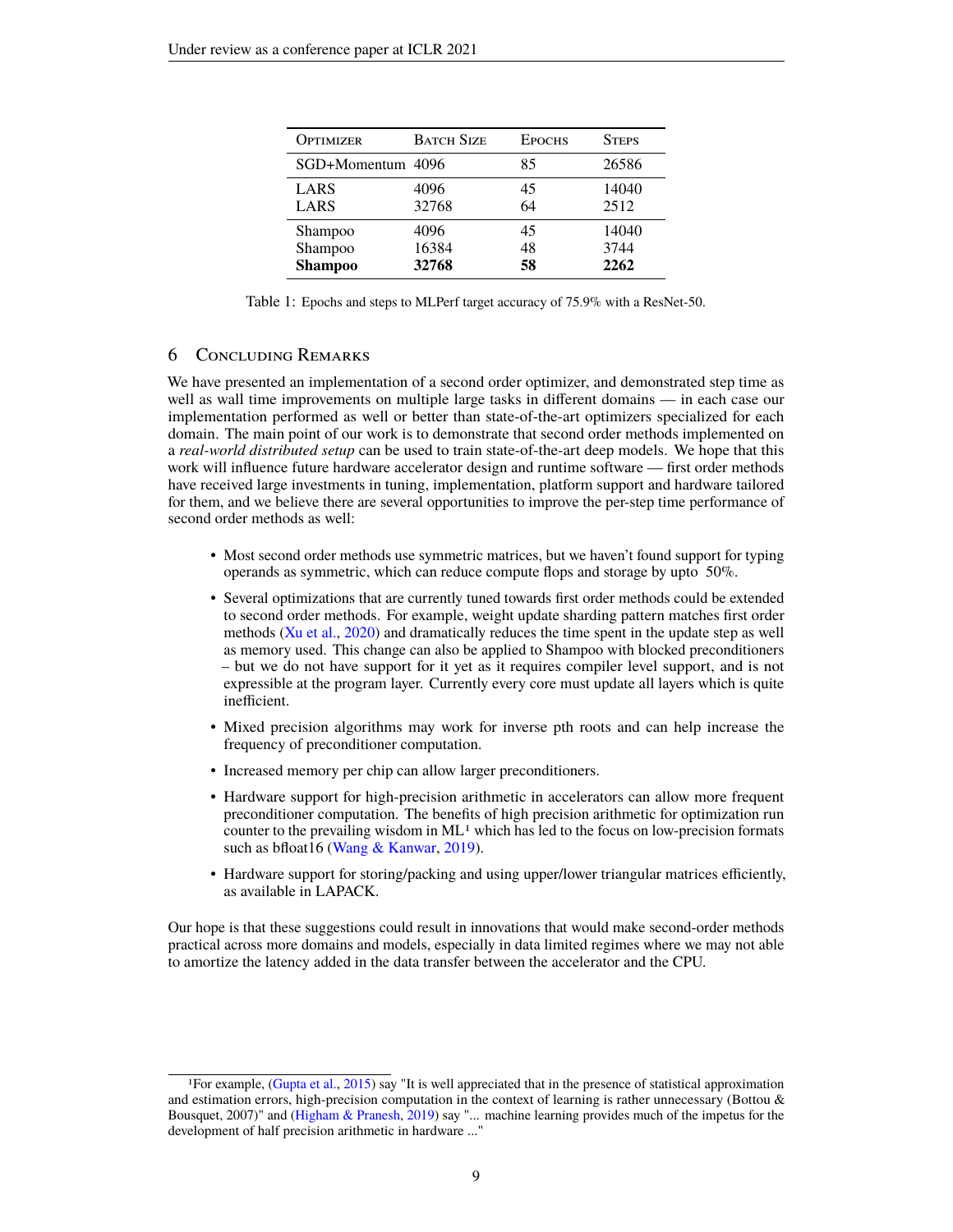| Optimizer | Batch Size | Epochs | Steps |
|---|---|---|---|
| SGD+Momentum | 4096 | 85 | 26586 |
| LARS | 4096 | 45 | 14040 |
| LARS | 32768 | 64 | 2512 |
| Shampoo | 4096 | 45 | 14040 |
| Shampoo | 16384 | 48 | 3744 |
| **Shampoo** | **32768** | **58** | **2262** |

Table 1: Epochs and steps to MLPerf target accuracy of 75.9% with a ResNet-50.

## 6 Concluding Remarks

We have presented an implementation of a second order optimizer, and demonstrated step time as well as wall time improvements on multiple large tasks in different domains — in each case our implementation performed as well or better than state-of-the-art optimizers specialized for each domain. The main point of our work is to demonstrate that second order methods implemented on a *real-world distributed setup* can be used to train state-of-the-art deep models. We hope that this work will influence future hardware accelerator design and runtime software — first order methods have received large investments in tuning, implementation, platform support and hardware tailored for them, and we believe there are several opportunities to improve the per-step time performance of second order methods as well:

- Most second order methods use symmetric matrices, but we haven't found support for typing operands as symmetric, which can reduce compute flops and storage by upto 50%.
- Several optimizations that are currently tuned towards first order methods could be extended to second order methods. For example, weight update sharding pattern matches first order methods (Xu et al., 2020) and dramatically reduces the time spent in the update step as well as memory used. This change can also be applied to Shampoo with blocked preconditioners – but we do not have support for it yet as it requires compiler level support, and is not expressible at the program layer. Currently every core must update all layers which is quite inefficient.
- Mixed precision algorithms may work for inverse pth roots and can help increase the frequency of preconditioner computation.
- Increased memory per chip can allow larger preconditioners.
- Hardware support for high-precision arithmetic in accelerators can allow more frequent preconditioner computation. The benefits of high precision arithmetic for optimization run counter to the prevailing wisdom in ML[1] which has led to the focus on low-precision formats such as bfloat16 (Wang & Kanwar, 2019).
- Hardware support for storing/packing and using upper/lower triangular matrices efficiently, as available in LAPACK.

Our hope is that these suggestions could result in innovations that would make second-order methods practical across more domains and models, especially in data limited regimes where we may not able to amortize the latency added in the data transfer between the accelerator and the CPU.

[1]For example, (Gupta et al., 2015) say "It is well appreciated that in the presence of statistical approximation and estimation errors, high-precision computation in the context of learning is rather unnecessary (Bottou & Bousquet, 2007)" and (Higham & Pranesh, 2019) say "... machine learning provides much of the impetus for the development of half precision arithmetic in hardware ..."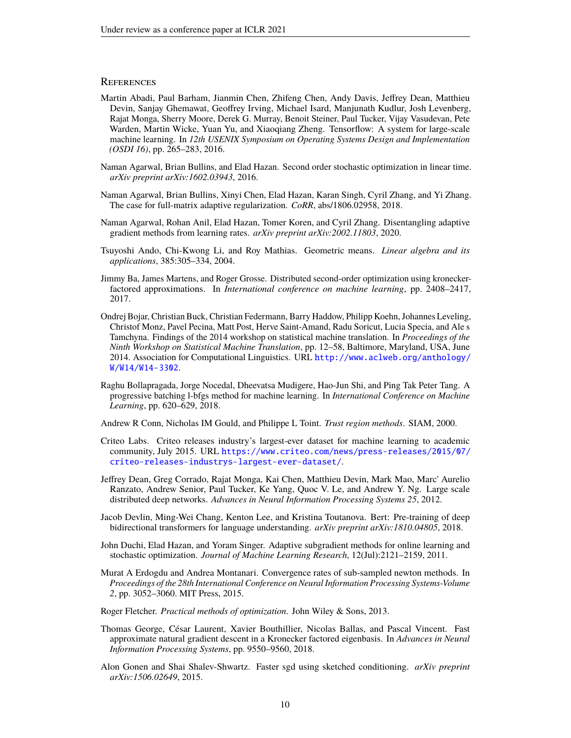## References

Martin Abadi, Paul Barham, Jianmin Chen, Zhifeng Chen, Andy Davis, Jeffrey Dean, Matthieu Devin, Sanjay Ghemawat, Geoffrey Irving, Michael Isard, Manjunath Kudlur, Josh Levenberg, Rajat Monga, Sherry Moore, Derek G. Murray, Benoit Steiner, Paul Tucker, Vijay Vasudevan, Pete Warden, Martin Wicke, Yuan Yu, and Xiaoqiang Zheng. Tensorflow: A system for large-scale machine learning. In *12th USENIX Symposium on Operating Systems Design and Implementation (OSDI 16)*, pp. 265–283, 2016.

Naman Agarwal, Brian Bullins, and Elad Hazan. Second order stochastic optimization in linear time. *arXiv preprint arXiv:1602.03943*, 2016.

Naman Agarwal, Brian Bullins, Xinyi Chen, Elad Hazan, Karan Singh, Cyril Zhang, and Yi Zhang. The case for full-matrix adaptive regularization. *CoRR*, abs/1806.02958, 2018.

Naman Agarwal, Rohan Anil, Elad Hazan, Tomer Koren, and Cyril Zhang. Disentangling adaptive gradient methods from learning rates. *arXiv preprint arXiv:2002.11803*, 2020.

Tsuyoshi Ando, Chi-Kwong Li, and Roy Mathias. Geometric means. *Linear algebra and its applications*, 385:305–334, 2004.

Jimmy Ba, James Martens, and Roger Grosse. Distributed second-order optimization using kronecker-factored approximations. In *International conference on machine learning*, pp. 2408–2417, 2017.

Ondrej Bojar, Christian Buck, Christian Federmann, Barry Haddow, Philipp Koehn, Johannes Leveling, Christof Monz, Pavel Pecina, Matt Post, Herve Saint-Amand, Radu Soricut, Lucia Specia, and Ale s Tamchyna. Findings of the 2014 workshop on statistical machine translation. In *Proceedings of the Ninth Workshop on Statistical Machine Translation*, pp. 12–58, Baltimore, Maryland, USA, June 2014. Association for Computational Linguistics. URL http://www.aclweb.org/anthology/W/W14/W14-3302.

Raghu Bollapragada, Jorge Nocedal, Dheevatsa Mudigere, Hao-Jun Shi, and Ping Tak Peter Tang. A progressive batching l-bfgs method for machine learning. In *International Conference on Machine Learning*, pp. 620–629, 2018.

Andrew R Conn, Nicholas IM Gould, and Philippe L Toint. *Trust region methods*. SIAM, 2000.

Criteo Labs. Criteo releases industry's largest-ever dataset for machine learning to academic community, July 2015. URL https://www.criteo.com/news/press-releases/2015/07/criteo-releases-industrys-largest-ever-dataset/.

Jeffrey Dean, Greg Corrado, Rajat Monga, Kai Chen, Matthieu Devin, Mark Mao, Marc' Aurelio Ranzato, Andrew Senior, Paul Tucker, Ke Yang, Quoc V. Le, and Andrew Y. Ng. Large scale distributed deep networks. *Advances in Neural Information Processing Systems 25*, 2012.

Jacob Devlin, Ming-Wei Chang, Kenton Lee, and Kristina Toutanova. Bert: Pre-training of deep bidirectional transformers for language understanding. *arXiv preprint arXiv:1810.04805*, 2018.

John Duchi, Elad Hazan, and Yoram Singer. Adaptive subgradient methods for online learning and stochastic optimization. *Journal of Machine Learning Research*, 12(Jul):2121–2159, 2011.

Murat A Erdogdu and Andrea Montanari. Convergence rates of sub-sampled newton methods. In *Proceedings of the 28th International Conference on Neural Information Processing Systems-Volume 2*, pp. 3052–3060. MIT Press, 2015.

Roger Fletcher. *Practical methods of optimization*. John Wiley & Sons, 2013.

Thomas George, César Laurent, Xavier Bouthillier, Nicolas Ballas, and Pascal Vincent. Fast approximate natural gradient descent in a Kronecker factored eigenbasis. In *Advances in Neural Information Processing Systems*, pp. 9550–9560, 2018.

Alon Gonen and Shai Shalev-Shwartz. Faster sgd using sketched conditioning. *arXiv preprint arXiv:1506.02649*, 2015.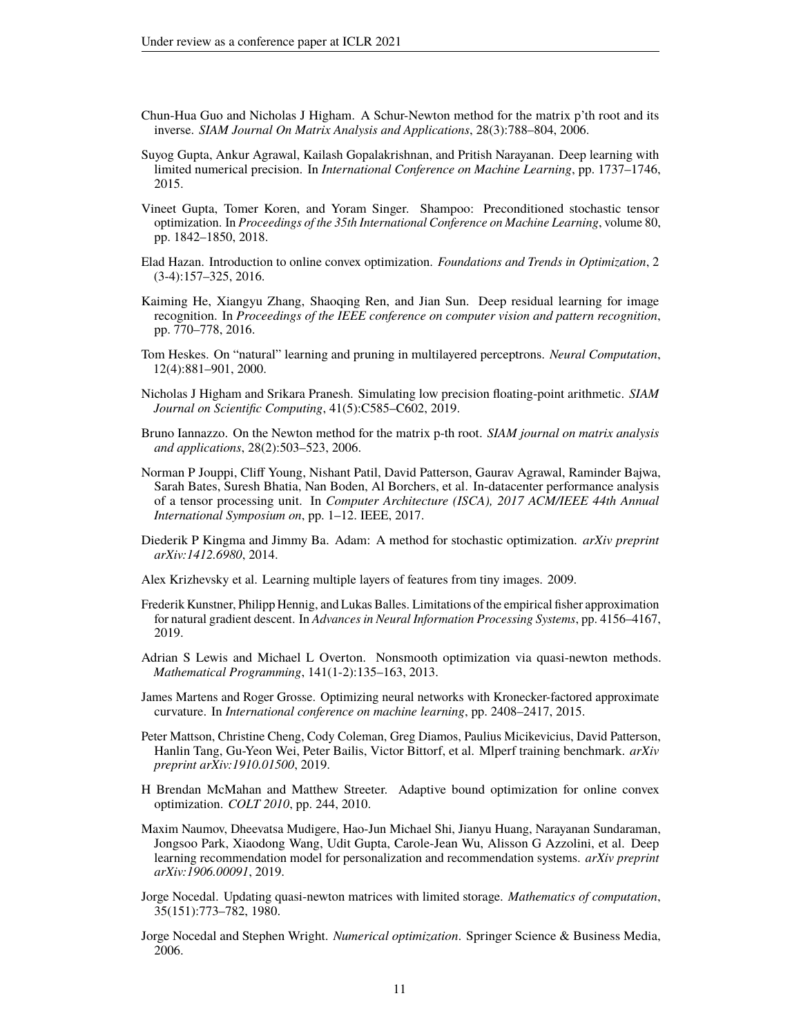Chun-Hua Guo and Nicholas J Higham. A Schur-Newton method for the matrix p'th root and its inverse. *SIAM Journal On Matrix Analysis and Applications*, 28(3):788–804, 2006.

Suyog Gupta, Ankur Agrawal, Kailash Gopalakrishnan, and Pritish Narayanan. Deep learning with limited numerical precision. In *International Conference on Machine Learning*, pp. 1737–1746, 2015.

Vineet Gupta, Tomer Koren, and Yoram Singer. Shampoo: Preconditioned stochastic tensor optimization. In *Proceedings of the 35th International Conference on Machine Learning*, volume 80, pp. 1842–1850, 2018.

Elad Hazan. Introduction to online convex optimization. *Foundations and Trends in Optimization*, 2 (3-4):157–325, 2016.

Kaiming He, Xiangyu Zhang, Shaoqing Ren, and Jian Sun. Deep residual learning for image recognition. In *Proceedings of the IEEE conference on computer vision and pattern recognition*, pp. 770–778, 2016.

Tom Heskes. On "natural" learning and pruning in multilayered perceptrons. *Neural Computation*, 12(4):881–901, 2000.

Nicholas J Higham and Srikara Pranesh. Simulating low precision floating-point arithmetic. *SIAM Journal on Scientific Computing*, 41(5):C585–C602, 2019.

Bruno Iannazzo. On the Newton method for the matrix p-th root. *SIAM journal on matrix analysis and applications*, 28(2):503–523, 2006.

Norman P Jouppi, Cliff Young, Nishant Patil, David Patterson, Gaurav Agrawal, Raminder Bajwa, Sarah Bates, Suresh Bhatia, Nan Boden, Al Borchers, et al. In-datacenter performance analysis of a tensor processing unit. In *Computer Architecture (ISCA), 2017 ACM/IEEE 44th Annual International Symposium on*, pp. 1–12. IEEE, 2017.

Diederik P Kingma and Jimmy Ba. Adam: A method for stochastic optimization. *arXiv preprint arXiv:1412.6980*, 2014.

Alex Krizhevsky et al. Learning multiple layers of features from tiny images. 2009.

Frederik Kunstner, Philipp Hennig, and Lukas Balles. Limitations of the empirical fisher approximation for natural gradient descent. In *Advances in Neural Information Processing Systems*, pp. 4156–4167, 2019.

Adrian S Lewis and Michael L Overton. Nonsmooth optimization via quasi-newton methods. *Mathematical Programming*, 141(1-2):135–163, 2013.

James Martens and Roger Grosse. Optimizing neural networks with Kronecker-factored approximate curvature. In *International conference on machine learning*, pp. 2408–2417, 2015.

Peter Mattson, Christine Cheng, Cody Coleman, Greg Diamos, Paulius Micikevicius, David Patterson, Hanlin Tang, Gu-Yeon Wei, Peter Bailis, Victor Bittorf, et al. Mlperf training benchmark. *arXiv preprint arXiv:1910.01500*, 2019.

H Brendan McMahan and Matthew Streeter. Adaptive bound optimization for online convex optimization. *COLT 2010*, pp. 244, 2010.

Maxim Naumov, Dheevatsa Mudigere, Hao-Jun Michael Shi, Jianyu Huang, Narayanan Sundaraman, Jongsoo Park, Xiaodong Wang, Udit Gupta, Carole-Jean Wu, Alisson G Azzolini, et al. Deep learning recommendation model for personalization and recommendation systems. *arXiv preprint arXiv:1906.00091*, 2019.

Jorge Nocedal. Updating quasi-newton matrices with limited storage. *Mathematics of computation*, 35(151):773–782, 1980.

Jorge Nocedal and Stephen Wright. *Numerical optimization*. Springer Science & Business Media, 2006.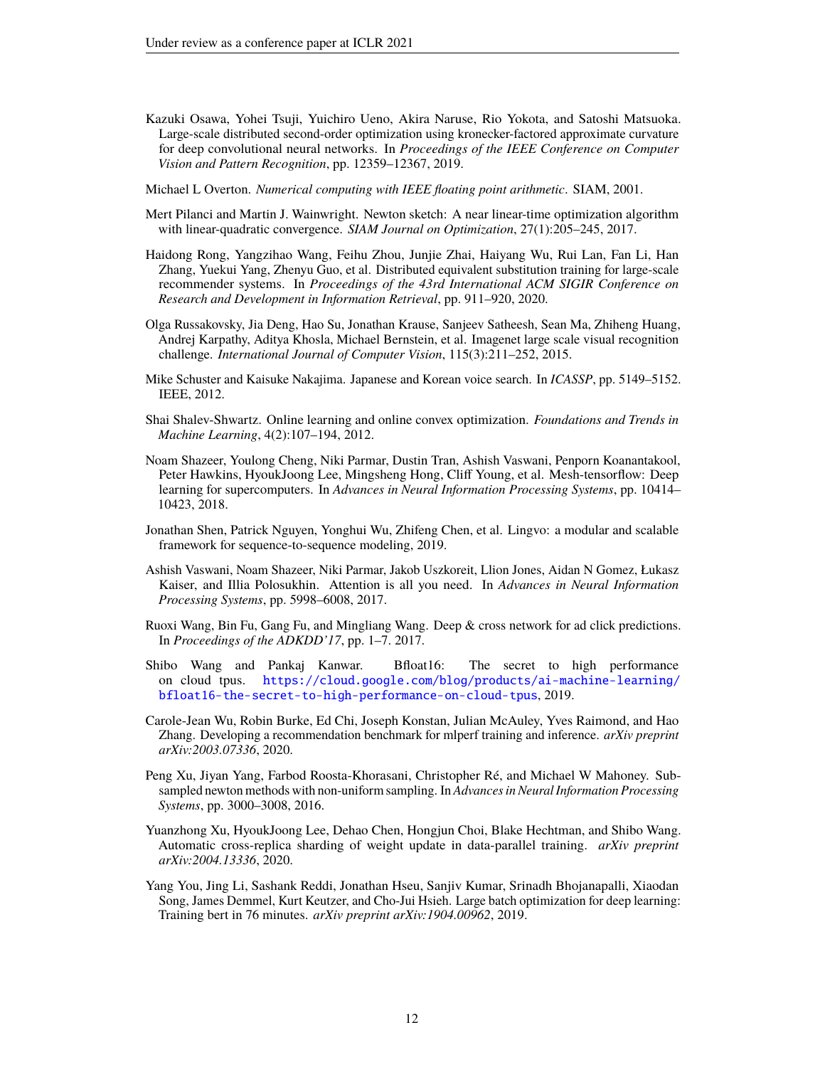Kazuki Osawa, Yohei Tsuji, Yuichiro Ueno, Akira Naruse, Rio Yokota, and Satoshi Matsuoka. Large-scale distributed second-order optimization using kronecker-factored approximate curvature for deep convolutional neural networks. In *Proceedings of the IEEE Conference on Computer Vision and Pattern Recognition*, pp. 12359–12367, 2019.

Michael L Overton. *Numerical computing with IEEE floating point arithmetic*. SIAM, 2001.

Mert Pilanci and Martin J. Wainwright. Newton sketch: A near linear-time optimization algorithm with linear-quadratic convergence. *SIAM Journal on Optimization*, 27(1):205–245, 2017.

Haidong Rong, Yangzihao Wang, Feihu Zhou, Junjie Zhai, Haiyang Wu, Rui Lan, Fan Li, Han Zhang, Yuekui Yang, Zhenyu Guo, et al. Distributed equivalent substitution training for large-scale recommender systems. In *Proceedings of the 43rd International ACM SIGIR Conference on Research and Development in Information Retrieval*, pp. 911–920, 2020.

Olga Russakovsky, Jia Deng, Hao Su, Jonathan Krause, Sanjeev Satheesh, Sean Ma, Zhiheng Huang, Andrej Karpathy, Aditya Khosla, Michael Bernstein, et al. Imagenet large scale visual recognition challenge. *International Journal of Computer Vision*, 115(3):211–252, 2015.

Mike Schuster and Kaisuke Nakajima. Japanese and Korean voice search. In *ICASSP*, pp. 5149–5152. IEEE, 2012.

Shai Shalev-Shwartz. Online learning and online convex optimization. *Foundations and Trends in Machine Learning*, 4(2):107–194, 2012.

Noam Shazeer, Youlong Cheng, Niki Parmar, Dustin Tran, Ashish Vaswani, Penporn Koanantakool, Peter Hawkins, HyoukJoong Lee, Mingsheng Hong, Cliff Young, et al. Mesh-tensorflow: Deep learning for supercomputers. In *Advances in Neural Information Processing Systems*, pp. 10414–10423, 2018.

Jonathan Shen, Patrick Nguyen, Yonghui Wu, Zhifeng Chen, et al. Lingvo: a modular and scalable framework for sequence-to-sequence modeling, 2019.

Ashish Vaswani, Noam Shazeer, Niki Parmar, Jakob Uszkoreit, Llion Jones, Aidan N Gomez, Łukasz Kaiser, and Illia Polosukhin. Attention is all you need. In *Advances in Neural Information Processing Systems*, pp. 5998–6008, 2017.

Ruoxi Wang, Bin Fu, Gang Fu, and Mingliang Wang. Deep & cross network for ad click predictions. In *Proceedings of the ADKDD'17*, pp. 1–7. 2017.

Shibo Wang and Pankaj Kanwar. Bfloat16: The secret to high performance on cloud tpus. https://cloud.google.com/blog/products/ai-machine-learning/bfloat16-the-secret-to-high-performance-on-cloud-tpus, 2019.

Carole-Jean Wu, Robin Burke, Ed Chi, Joseph Konstan, Julian McAuley, Yves Raimond, and Hao Zhang. Developing a recommendation benchmark for mlperf training and inference. *arXiv preprint arXiv:2003.07336*, 2020.

Peng Xu, Jiyan Yang, Farbod Roosta-Khorasani, Christopher Ré, and Michael W Mahoney. Sub-sampled newton methods with non-uniform sampling. In *Advances in Neural Information Processing Systems*, pp. 3000–3008, 2016.

Yuanzhong Xu, HyoukJoong Lee, Dehao Chen, Hongjun Choi, Blake Hechtman, and Shibo Wang. Automatic cross-replica sharding of weight update in data-parallel training. *arXiv preprint arXiv:2004.13336*, 2020.

Yang You, Jing Li, Sashank Reddi, Jonathan Hseu, Sanjiv Kumar, Srinadh Bhojanapalli, Xiaodan Song, James Demmel, Kurt Keutzer, and Cho-Jui Hsieh. Large batch optimization for deep learning: Training bert in 76 minutes. *arXiv preprint arXiv:1904.00962*, 2019.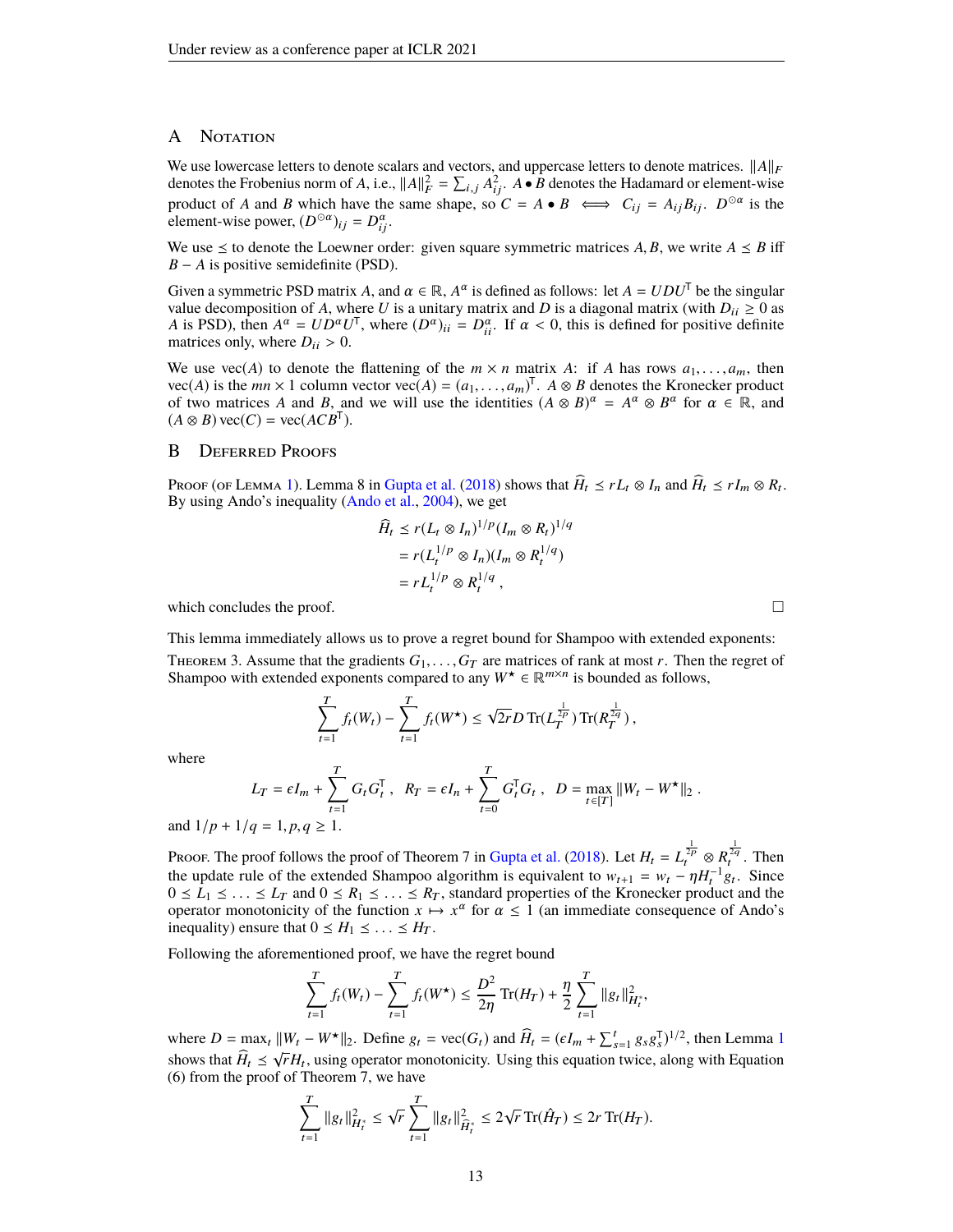## A Notation

We use lowercase letters to denote scalars and vectors, and uppercase letters to denote matrices. $\|A\|_F$ denotes the Frobenius norm of $A$, i.e., $\|A\|_F^2 = \sum_{i,j} A_{ij}^2$. $A \bullet B$ denotes the Hadamard or element-wise product of $A$ and $B$ which have the same shape, so $C = A \bullet B \iff C_{ij} = A_{ij} B_{ij}$. $D^{\odot \alpha}$ is the element-wise power, $(D^{\odot \alpha})_{ij} = D_{ij}^{\alpha}$.

We use $\preceq$ to denote the Loewner order: given square symmetric matrices $A, B$, we write $A \preceq B$ iff $B - A$ is positive semidefinite (PSD).

Given a symmetric PSD matrix $A$, and $\alpha \in \mathbb{R}$, $A^\alpha$ is defined as follows: let $A = UDU^\mathsf{T}$ be the singular value decomposition of $A$, where $U$ is a unitary matrix and $D$ is a diagonal matrix (with $D_{ii} \geq 0$ as $A$ is PSD), then $A^\alpha = UD^\alpha U^\mathsf{T}$, where $(D^\alpha)_{ii} = D_{ii}^\alpha$. If $\alpha < 0$, this is defined for positive definite matrices only, where $D_{ii} > 0$.

We use $\mathrm{vec}(A)$ to denote the flattening of the $m \times n$ matrix $A$: if $A$ has rows $a_1, \ldots, a_m$, then $\mathrm{vec}(A)$ is the $mn \times 1$ column vector $\mathrm{vec}(A) = (a_1, \ldots, a_m)^\mathsf{T}$. $A \otimes B$ denotes the Kronecker product of two matrices $A$ and $B$, and we will use the identities $(A \otimes B)^\alpha = A^\alpha \otimes B^\alpha$ for $\alpha \in \mathbb{R}$, and $(A \otimes B)\,\mathrm{vec}(C) = \mathrm{vec}(ACB^\mathsf{T})$.

## B Deferred Proofs

Proof (of Lemma 1). Lemma 8 in Gupta et al. (2018) shows that $\widehat{H}_t \preceq r L_t \otimes I_n$ and $\widehat{H}_t \preceq r I_m \otimes R_t$. By using Ando's inequality (Ando et al., 2004), we get

$$
\begin{aligned}
\widehat{H}_t &\preceq r(L_t \otimes I_n)^{1/p}(I_m \otimes R_t)^{1/q} \\
&= r(L_t^{1/p} \otimes I_n)(I_m \otimes R_t^{1/q}) \\
&= r L_t^{1/p} \otimes R_t^{1/q}\,,
\end{aligned}
$$

which concludes the proof. □

This lemma immediately allows us to prove a regret bound for Shampoo with extended exponents:

Theorem 3. Assume that the gradients $G_1, \ldots, G_T$ are matrices of rank at most $r$. Then the regret of Shampoo with extended exponents compared to any $W^\star \in \mathbb{R}^{m \times n}$ is bounded as follows,

$$
\sum_{t=1}^{T} f_t(W_t) - \sum_{t=1}^{T} f_t(W^\star) \leq \sqrt{2r} D \,\mathrm{Tr}(L_T^{\frac{1}{2p}})\,\mathrm{Tr}(R_T^{\frac{1}{2q}})\,,
$$

where

$$
L_T = \epsilon I_m + \sum_{t=1}^{T} G_t G_t^\mathsf{T}\,, \quad R_T = \epsilon I_n + \sum_{t=0}^{T} G_t^\mathsf{T} G_t\,, \quad D = \max_{t \in [T]} \|W_t - W^\star\|_2\,.
$$

and $1/p + 1/q = 1, p, q \geq 1$.

Proof. The proof follows the proof of Theorem 7 in Gupta et al. (2018). Let $H_t = L_t^{\frac{1}{2p}} \otimes R_t^{\frac{1}{2q}}$. Then the update rule of the extended Shampoo algorithm is equivalent to $w_{t+1} = w_t - \eta H_t^{-1} g_t$. Since $0 \preceq L_1 \preceq \ldots \preceq L_T$ and $0 \preceq R_1 \preceq \ldots \preceq R_T$, standard properties of the Kronecker product and the operator monotonicity of the function $x \mapsto x^\alpha$ for $\alpha \leq 1$ (an immediate consequence of Ando's inequality) ensure that $0 \preceq H_1 \preceq \ldots \preceq H_T$.

Following the aforementioned proof, we have the regret bound

$$
\sum_{t=1}^{T} f_t(W_t) - \sum_{t=1}^{T} f_t(W^\star) \leq \frac{D^2}{2\eta}\,\mathrm{Tr}(H_T) + \frac{\eta}{2} \sum_{t=1}^{T} \|g_t\|_{H_t^*}^2,
$$

where $D = \max_t \|W_t - W^\star\|_2$. Define $g_t = \mathrm{vec}(G_t)$ and $\widehat{H}_t = (\epsilon I_m + \sum_{s=1}^{t} g_s g_s^\mathsf{T})^{1/2}$, then Lemma 1 shows that $\widehat{H}_t \preceq \sqrt{r} H_t$, using operator monotonicity. Using this equation twice, along with Equation (6) from the proof of Theorem 7, we have

$$
\sum_{t=1}^{T} \|g_t\|_{H_t^*}^2 \leq \sqrt{r} \sum_{t=1}^{T} \|g_t\|_{\widehat{H}_t^*}^2 \leq 2\sqrt{r}\,\mathrm{Tr}(\hat{H}_T) \leq 2r\,\mathrm{Tr}(H_T).
$$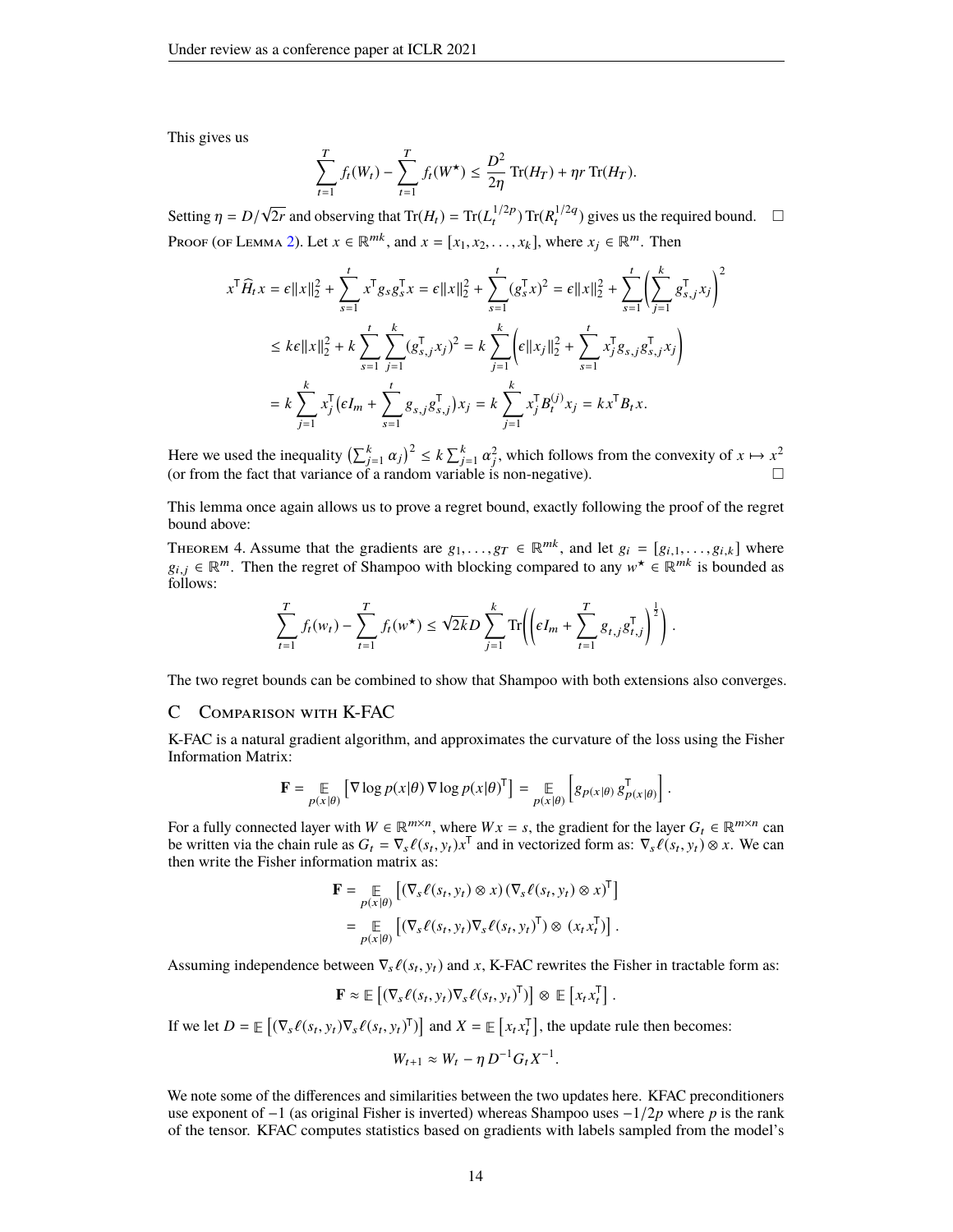This gives us

$$\sum_{t=1}^{T} f_t(W_t) - \sum_{t=1}^{T} f_t(W^\star) \le \frac{D^2}{2\eta}\operatorname{Tr}(H_T) + \eta r \operatorname{Tr}(H_T).$$

Setting $\eta = D/\sqrt{2r}$ and observing that $\operatorname{Tr}(H_t) = \operatorname{Tr}(L_t^{1/2p})\operatorname{Tr}(R_t^{1/2q})$ gives us the required bound. □

Proof (of Lemma 2). Let $x \in \mathbb{R}^{mk}$, and $x = [x_1, x_2, \ldots, x_k]$, where $x_j \in \mathbb{R}^m$. Then

$$\begin{aligned}
x^\top \widehat{H}_t x &= \epsilon\|x\|_2^2 + \sum_{s=1}^{t} x^\top g_s g_s^\top x = \epsilon\|x\|_2^2 + \sum_{s=1}^{t}(g_s^\top x)^2 = \epsilon\|x\|_2^2 + \sum_{s=1}^{t}\left(\sum_{j=1}^{k} g_{s,j}^\top x_j\right)^2 \\
&\le k\epsilon\|x\|_2^2 + k\sum_{s=1}^{t}\sum_{j=1}^{k}(g_{s,j}^\top x_j)^2 = k\sum_{j=1}^{k}\left(\epsilon\|x_j\|_2^2 + \sum_{s=1}^{t} x_j^\top g_{s,j} g_{s,j}^\top x_j\right) \\
&= k\sum_{j=1}^{k} x_j^\top\big(\epsilon I_m + \sum_{s=1}^{t} g_{s,j} g_{s,j}^\top\big)x_j = k\sum_{j=1}^{k} x_j^\top B_t^{(j)} x_j = k x^\top B_t x.
\end{aligned}$$

Here we used the inequality $\left(\sum_{j=1}^{k}\alpha_j\right)^2 \le k\sum_{j=1}^{k}\alpha_j^2$, which follows from the convexity of $x \mapsto x^2$ (or from the fact that variance of a random variable is non-negative). □

This lemma once again allows us to prove a regret bound, exactly following the proof of the regret bound above:

Theorem 4. Assume that the gradients are $g_1, \ldots, g_T \in \mathbb{R}^{mk}$, and let $g_i = [g_{i,1}, \ldots, g_{i,k}]$ where $g_{i,j} \in \mathbb{R}^m$. Then the regret of Shampoo with blocking compared to any $w^\star \in \mathbb{R}^{mk}$ is bounded as follows:

$$\sum_{t=1}^{T} f_t(w_t) - \sum_{t=1}^{T} f_t(w^\star) \le \sqrt{2k}D\sum_{j=1}^{k}\operatorname{Tr}\left(\left(\epsilon I_m + \sum_{t=1}^{T} g_{t,j} g_{t,j}^\top\right)^{\frac{1}{2}}\right).$$

The two regret bounds can be combined to show that Shampoo with both extensions also converges.

## C Comparison with K-FAC

K-FAC is a natural gradient algorithm, and approximates the curvature of the loss using the Fisher Information Matrix:

$$\mathbf{F} = \mathop{\mathbb{E}}_{p(x|\theta)}\left[\nabla \log p(x|\theta)\, \nabla \log p(x|\theta)^\top\right] = \mathop{\mathbb{E}}_{p(x|\theta)}\left[g_{p(x|\theta)}\, g_{p(x|\theta)}^\top\right].$$

For a fully connected layer with $W \in \mathbb{R}^{m\times n}$, where $Wx = s$, the gradient for the layer $G_t \in \mathbb{R}^{m\times n}$ can be written via the chain rule as $G_t = \nabla_s \ell(s_t, y_t)x^\top$ and in vectorized form as: $\nabla_s \ell(s_t, y_t) \otimes x$. We can then write the Fisher information matrix as:

$$\begin{aligned}
\mathbf{F} &= \mathop{\mathbb{E}}_{p(x|\theta)}\left[(\nabla_s \ell(s_t, y_t) \otimes x)\,(\nabla_s \ell(s_t, y_t) \otimes x)^\top\right] \\
&= \mathop{\mathbb{E}}_{p(x|\theta)}\left[(\nabla_s \ell(s_t, y_t)\nabla_s \ell(s_t, y_t)^\top) \otimes\, (x_t x_t^\top)\right].
\end{aligned}$$

Assuming independence between $\nabla_s \ell(s_t, y_t)$ and $x$, K-FAC rewrites the Fisher in tractable form as:

$$\mathbf{F} \approx \mathbb{E}\left[(\nabla_s \ell(s_t, y_t)\nabla_s \ell(s_t, y_t)^\top)\right] \otimes \mathbb{E}\left[x_t x_t^\top\right].$$

If we let $D = \mathbb{E}\left[(\nabla_s \ell(s_t, y_t)\nabla_s \ell(s_t, y_t)^\top)\right]$ and $X = \mathbb{E}\left[x_t x_t^\top\right]$, the update rule then becomes:

$$W_{t+1} \approx W_t - \eta\, D^{-1} G_t X^{-1}.$$

We note some of the differences and similarities between the two updates here. KFAC preconditioners use exponent of $-1$ (as original Fisher is inverted) whereas Shampoo uses $-1/2p$ where $p$ is the rank of the tensor. KFAC computes statistics based on gradients with labels sampled from the model's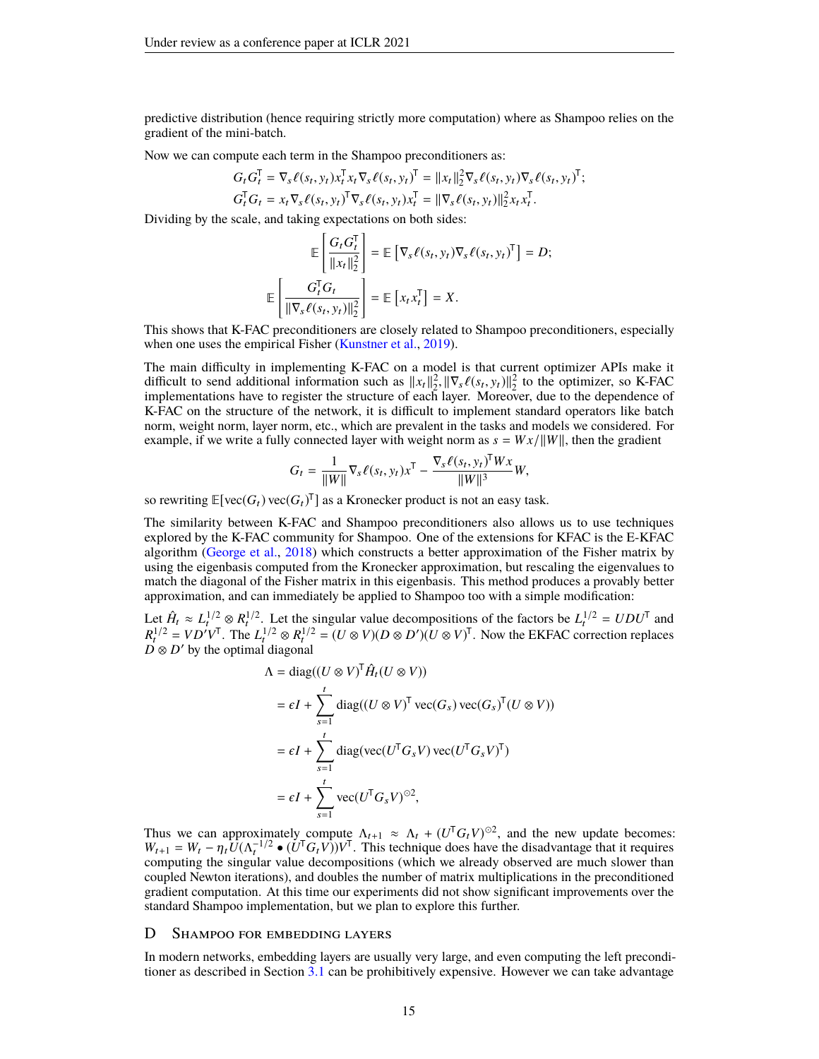predictive distribution (hence requiring strictly more computation) where as Shampoo relies on the gradient of the mini-batch.

Now we can compute each term in the Shampoo preconditioners as:

$$G_t G_t^{\mathsf{T}} = \nabla_s \ell(s_t, y_t) x_t^{\mathsf{T}} x_t \nabla_s \ell(s_t, y_t)^{\mathsf{T}} = \|x_t\|_2^2 \nabla_s \ell(s_t, y_t) \nabla_s \ell(s_t, y_t)^{\mathsf{T}};$$
$$G_t^{\mathsf{T}} G_t = x_t \nabla_s \ell(s_t, y_t)^{\mathsf{T}} \nabla_s \ell(s_t, y_t) x_t^{\mathsf{T}} = \|\nabla_s \ell(s_t, y_t)\|_2^2 x_t x_t^{\mathsf{T}}.$$

Dividing by the scale, and taking expectations on both sides:

$$\mathbb{E}\left[\frac{G_t G_t^{\mathsf{T}}}{\|x_t\|_2^2}\right] = \mathbb{E}\left[\nabla_s \ell(s_t, y_t) \nabla_s \ell(s_t, y_t)^{\mathsf{T}}\right] = D;$$
$$\mathbb{E}\left[\frac{G_t^{\mathsf{T}} G_t}{\|\nabla_s \ell(s_t, y_t)\|_2^2}\right] = \mathbb{E}\left[x_t x_t^{\mathsf{T}}\right] = X.$$

This shows that K-FAC preconditioners are closely related to Shampoo preconditioners, especially when one uses the empirical Fisher (Kunstner et al., 2019).

The main difficulty in implementing K-FAC on a model is that current optimizer APIs make it difficult to send additional information such as $\|x_t\|_2^2, \|\nabla_s \ell(s_t, y_t)\|_2^2$ to the optimizer, so K-FAC implementations have to register the structure of each layer. Moreover, due to the dependence of K-FAC on the structure of the network, it is difficult to implement standard operators like batch norm, weight norm, layer norm, etc., which are prevalent in the tasks and models we considered. For example, if we write a fully connected layer with weight norm as $s = Wx/\|W\|$, then the gradient

$$G_t = \frac{1}{\|W\|} \nabla_s \ell(s_t, y_t) x^{\mathsf{T}} - \frac{\nabla_s \ell(s_t, y_t)^{\mathsf{T}} W x}{\|W\|^3} W,$$

so rewriting $\mathbb{E}[\operatorname{vec}(G_t)\operatorname{vec}(G_t)^{\mathsf{T}}]$ as a Kronecker product is not an easy task.

The similarity between K-FAC and Shampoo preconditioners also allows us to use techniques explored by the K-FAC community for Shampoo. One of the extensions for KFAC is the E-KFAC algorithm (George et al., 2018) which constructs a better approximation of the Fisher matrix by using the eigenbasis computed from the Kronecker approximation, but rescaling the eigenvalues to match the diagonal of the Fisher matrix in this eigenbasis. This method produces a provably better approximation, and can immediately be applied to Shampoo too with a simple modification:

Let $\hat{H}_t \approx L_t^{1/2} \otimes R_t^{1/2}$. Let the singular value decompositions of the factors be $L_t^{1/2} = UDU^{\mathsf{T}}$ and $R_t^{1/2} = VD'V^{\mathsf{T}}$. The $L_t^{1/2} \otimes R_t^{1/2} = (U \otimes V)(D \otimes D')(U \otimes V)^{\mathsf{T}}$. Now the EKFAC correction replaces $D \otimes D'$ by the optimal diagonal

$$\begin{aligned}
\Lambda &= \operatorname{diag}((U \otimes V)^{\mathsf{T}} \hat{H}_t (U \otimes V)) \\
&= \epsilon I + \sum_{s=1}^{t} \operatorname{diag}((U \otimes V)^{\mathsf{T}} \operatorname{vec}(G_s)\operatorname{vec}(G_s)^{\mathsf{T}} (U \otimes V)) \\
&= \epsilon I + \sum_{s=1}^{t} \operatorname{diag}(\operatorname{vec}(U^{\mathsf{T}} G_s V)\operatorname{vec}(U^{\mathsf{T}} G_s V)^{\mathsf{T}}) \\
&= \epsilon I + \sum_{s=1}^{t} \operatorname{vec}(U^{\mathsf{T}} G_s V)^{\odot 2},
\end{aligned}$$

Thus we can approximately compute $\Lambda_{t+1} \approx \Lambda_t + (U^{\mathsf{T}} G_t V)^{\odot 2}$, and the new update becomes: $W_{t+1} = W_t - \eta_t U(\Lambda_t^{-1/2} \bullet (U^{\mathsf{T}} G_t V))V^{\mathsf{T}}$. This technique does have the disadvantage that it requires computing the singular value decompositions (which we already observed are much slower than coupled Newton iterations), and doubles the number of matrix multiplications in the preconditioned gradient computation. At this time our experiments did not show significant improvements over the standard Shampoo implementation, but we plan to explore this further.

# D Shampoo for embedding layers

In modern networks, embedding layers are usually very large, and even computing the left preconditioner as described in Section 3.1 can be prohibitively expensive. However we can take advantage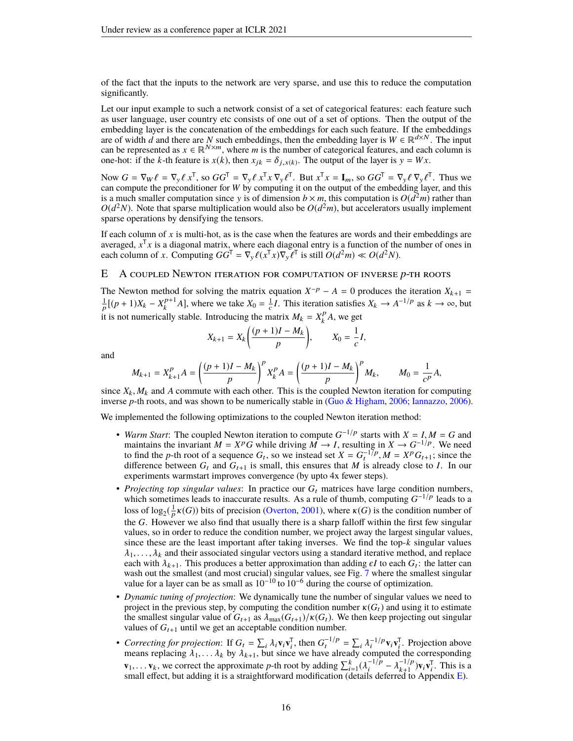of the fact that the inputs to the network are very sparse, and use this to reduce the computation significantly.

Let our input example to such a network consist of a set of categorical features: each feature such as user language, user country etc consists of one out of a set of options. Then the output of the embedding layer is the concatenation of the embeddings for each such feature. If the embeddings are of width $d$ and there are $N$ such embeddings, then the embedding layer is $W \in \mathbb{R}^{d \times N}$. The input can be represented as $x \in \mathbb{R}^{N \times m}$, where $m$ is the number of categorical features, and each column is one-hot: if the $k$-th feature is $x(k)$, then $x_{jk} = \delta_{j,x(k)}$. The output of the layer is $y = Wx$.

Now $G = \nabla_W \ell = \nabla_y \ell \, x^\mathsf{T}$, so $GG^\mathsf{T} = \nabla_y \ell \, x^\mathsf{T} x \, \nabla_y \ell^\mathsf{T}$. But $x^\mathsf{T} x = \mathbf{I}_m$, so $GG^\mathsf{T} = \nabla_y \ell \, \nabla_y \ell^\mathsf{T}$. Thus we can compute the preconditioner for $W$ by computing it on the output of the embedding layer, and this is a much smaller computation since $y$ is of dimension $b \times m$, this computation is $O(d^2 m)$ rather than $O(d^2 N)$. Note that sparse multiplication would also be $O(d^2 m)$, but accelerators usually implement sparse operations by densifying the tensors.

If each column of $x$ is multi-hot, as is the case when the features are words and their embeddings are averaged, $x^\mathsf{T} x$ is a diagonal matrix, where each diagonal entry is a function of the number of ones in each column of $x$. Computing $GG^\mathsf{T} = \nabla_y \ell (x^\mathsf{T} x) \nabla_y \ell^\mathsf{T}$ is still $O(d^2 m) \ll O(d^2 N)$.

## E A coupled Newton iteration for computation of inverse $p$-th roots

The Newton method for solving the matrix equation $X^{-p} - A = 0$ produces the iteration $X_{k+1} = \frac{1}{p}[(p+1)X_k - X_k^{p+1} A]$, where we take $X_0 = \frac{1}{c} I$. This iteration satisfies $X_k \to A^{-1/p}$ as $k \to \infty$, but it is not numerically stable. Introducing the matrix $M_k = X_k^p A$, we get

$$X_{k+1} = X_k \left( \frac{(p+1)I - M_k}{p} \right), \qquad X_0 = \frac{1}{c} I,$$

and

$$M_{k+1} = X_{k+1}^p A = \left( \frac{(p+1)I - M_k}{p} \right)^p X_k^p A = \left( \frac{(p+1)I - M_k}{p} \right)^p M_k, \qquad M_0 = \frac{1}{c^p} A,$$

since $X_k, M_k$ and $A$ commute with each other. This is the coupled Newton iteration for computing inverse $p$-th roots, and was shown to be numerically stable in (Guo & Higham, 2006; Iannazzo, 2006).

We implemented the following optimizations to the coupled Newton iteration method:

- *Warm Start*: The coupled Newton iteration to compute $G^{-1/p}$ starts with $X = I, M = G$ and maintains the invariant $M = X^p G$ while driving $M \to I$, resulting in $X \to G^{-1/p}$. We need to find the $p$-th root of a sequence $G_t$, so we instead set $X = G_t^{-1/p}, M = X^p G_{t+1}$; since the difference between $G_t$ and $G_{t+1}$ is small, this ensures that $M$ is already close to $I$. In our experiments warmstart improves convergence (by upto 4x fewer steps).
- *Projecting top singular values*: In practice our $G_t$ matrices have large condition numbers, which sometimes leads to inaccurate results. As a rule of thumb, computing $G^{-1/p}$ leads to a loss of $\log_2(\frac{1}{p}\kappa(G))$ bits of precision (Overton, 2001), where $\kappa(G)$ is the condition number of the $G$. However we also find that usually there is a sharp falloff within the first few singular values, so in order to reduce the condition number, we project away the largest singular values, since these are the least important after taking inverses. We find the top-$k$ singular values $\lambda_1, \ldots, \lambda_k$ and their associated singular vectors using a standard iterative method, and replace each with $\lambda_{k+1}$. This produces a better approximation than adding $\epsilon I$ to each $G_t$: the latter can wash out the smallest (and most crucial) singular values, see Fig. 7 where the smallest singular value for a layer can be as small as $10^{-10}$ to $10^{-6}$ during the course of optimization.
- *Dynamic tuning of projection*: We dynamically tune the number of singular values we need to project in the previous step, by computing the condition number $\kappa(G_t)$ and using it to estimate the smallest singular value of $G_{t+1}$ as $\lambda_{\max}(G_{t+1})/\kappa(G_t)$. We then keep projecting out singular values of $G_{t+1}$ until we get an acceptable condition number.
- *Correcting for projection*: If $G_t = \sum_i \lambda_i \mathbf{v}_i \mathbf{v}_i^\mathsf{T}$, then $G_t^{-1/p} = \sum_i \lambda_i^{-1/p} \mathbf{v}_i \mathbf{v}_i^\mathsf{T}$. Projection above means replacing $\lambda_1, \ldots \lambda_k$ by $\lambda_{k+1}$, but since we have already computed the corresponding $\mathbf{v}_1, \ldots \mathbf{v}_k$, we correct the approximate $p$-th root by adding $\sum_{i=1}^k (\lambda_i^{-1/p} - \lambda_{k+1}^{-1/p}) \mathbf{v}_i \mathbf{v}_i^\mathsf{T}$. This is a small effect, but adding it is a straightforward modification (details deferred to Appendix E).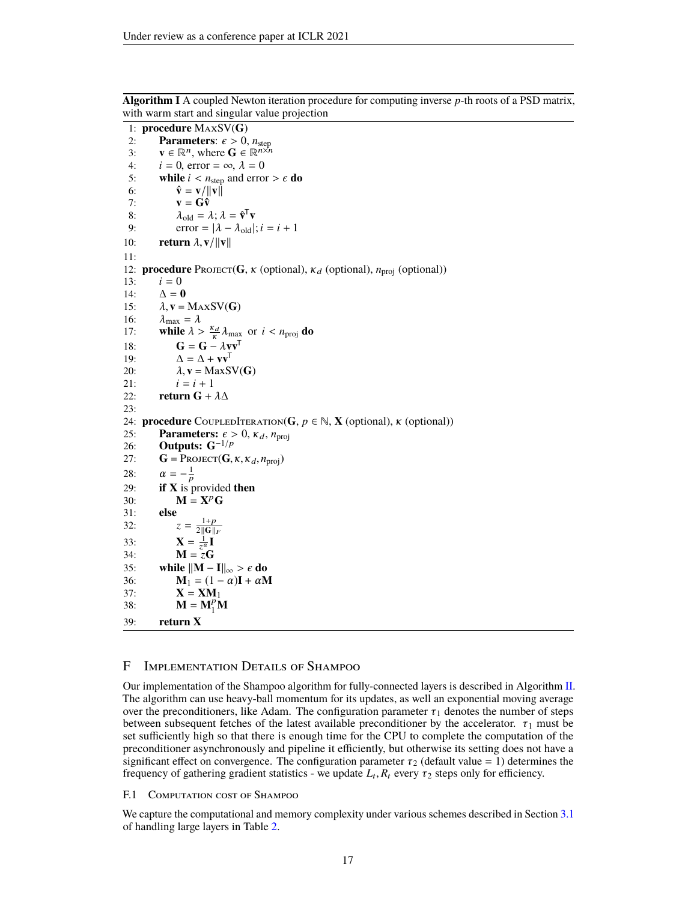**Algorithm I** A coupled Newton iteration procedure for computing inverse $p$-th roots of a PSD matrix, with warm start and singular value projection

```
1:  procedure MaxSV(G)
2:      Parameters: ϵ > 0, n_step
3:      v ∈ ℝ^n, where G ∈ ℝ^{n×n}
4:      i = 0, error = ∞, λ = 0
5:      while i < n_step and error > ϵ do
6:          v̂ = v/‖v‖
7:          v = Gv̂
8:          λ_old = λ; λ = v̂ᵀv
9:          error = |λ − λ_old|; i = i + 1
10:     return λ, v/‖v‖
11:
12: procedure Project(G, κ (optional), κ_d (optional), n_proj (optional))
13:     i = 0
14:     Δ = 0
15:     λ, v = MaxSV(G)
16:     λ_max = λ
17:     while λ > (κ_d/κ) λ_max  or  i < n_proj do
18:         G = G − λvvᵀ
19:         Δ = Δ + vvᵀ
20:         λ, v = MaxSV(G)
21:         i = i + 1
22:     return G + λΔ
23:
24: procedure CoupledIteration(G, p ∈ ℕ, X (optional), κ (optional))
25:     Parameters: ϵ > 0, κ_d, n_proj
26:     Outputs: G^{−1/p}
27:     G = Project(G, κ, κ_d, n_proj)
28:     α = −1/p
29:     if X is provided then
30:         M = X^p G
31:     else
32:         z = (1+p) / (2‖G‖_F)
33:         X = (1/z^α) I
34:         M = zG
35:     while ‖M − I‖_∞ > ϵ do
36:         M_1 = (1 − α)I + αM
37:         X = XM_1
38:         M = M_1^p M
39:     return X
```

## F Implementation Details of Shampoo

Our implementation of the Shampoo algorithm for fully-connected layers is described in Algorithm II. The algorithm can use heavy-ball momentum for its updates, as well an exponential moving average over the preconditioners, like Adam. The configuration parameter $\tau_1$ denotes the number of steps between subsequent fetches of the latest available preconditioner by the accelerator. $\tau_1$ must be set sufficiently high so that there is enough time for the CPU to complete the computation of the preconditioner asynchronously and pipeline it efficiently, but otherwise its setting does not have a significant effect on convergence. The configuration parameter $\tau_2$ (default value = 1) determines the frequency of gathering gradient statistics - we update $L_t, R_t$ every $\tau_2$ steps only for efficiency.

### F.1 Computation cost of Shampoo

We capture the computational and memory complexity under various schemes described in Section 3.1 of handling large layers in Table 2.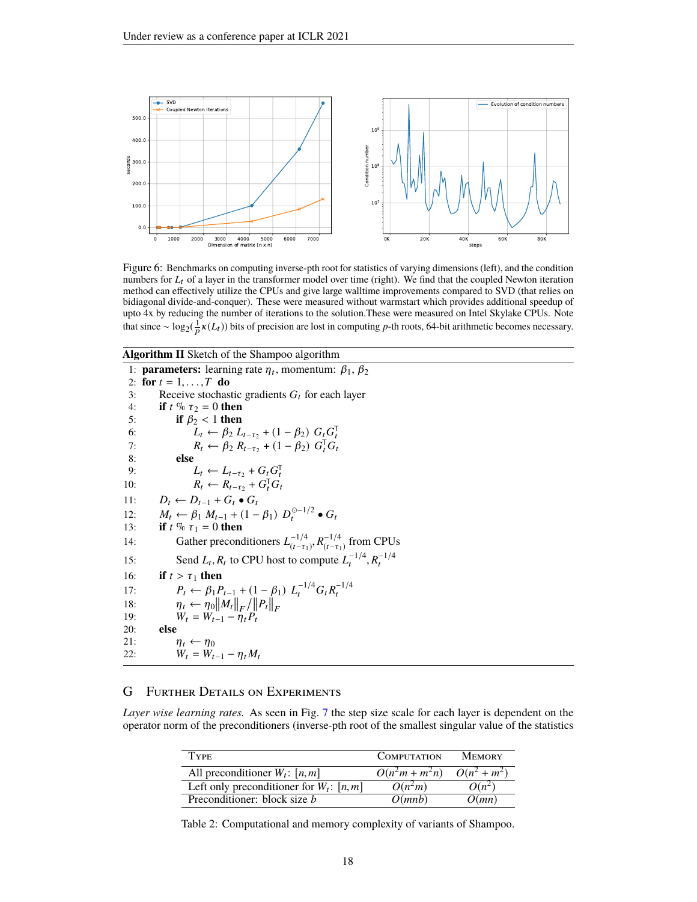Figure 6: Benchmarks on computing inverse-pth root for statistics of varying dimensions (left), and the condition numbers for $L_t$ of a layer in the transformer model over time (right). We find that the coupled Newton iteration method can effectively utilize the CPUs and give large walltime improvements compared to SVD (that relies on bidiagonal divide-and-conquer). These were measured without warmstart which provides additional speedup of upto 4x by reducing the number of iterations to the solution.These were measured on Intel Skylake CPUs. Note that since $\sim \log_2(\frac{1}{p}\kappa(L_t))$ bits of precision are lost in computing $p$-th roots, 64-bit arithmetic becomes necessary.

**Algorithm II** Sketch of the Shampoo algorithm

1: **parameters:** learning rate $\eta_t$, momentum: $\beta_1$, $\beta_2$
2: **for** $t = 1, \ldots, T$ **do**
3: Receive stochastic gradients $G_t$ for each layer
4: **if** $t \,\%\, \tau_2 = 0$ **then**
5: **if** $\beta_2 < 1$ **then**
6: $L_t \leftarrow \beta_2 \; L_{t-\tau_2} + (1 - \beta_2) \; G_t G_t^\mathsf{T}$
7: $R_t \leftarrow \beta_2 \; R_{t-\tau_2} + (1 - \beta_2) \; G_t^\mathsf{T} G_t$
8: **else**
9: $L_t \leftarrow L_{t-\tau_2} + G_t G_t^\mathsf{T}$
10: $R_t \leftarrow R_{t-\tau_2} + G_t^\mathsf{T} G_t$
11: $D_t \leftarrow D_{t-1} + G_t \bullet G_t$
12: $M_t \leftarrow \beta_1 \; M_{t-1} + (1 - \beta_1) \; D_t^{\odot -1/2} \bullet G_t$
13: **if** $t \,\%\, \tau_1 = 0$ **then**
14: Gather preconditioners $L_{(t-\tau_1)}^{-1/4}, R_{(t-\tau_1)}^{-1/4}$ from CPUs
15: Send $L_t, R_t$ to CPU host to compute $L_t^{-1/4}, R_t^{-1/4}$
16: **if** $t > \tau_1$ **then**
17: $P_t \leftarrow \beta_1 P_{t-1} + (1 - \beta_1) \; L_t^{-1/4} G_t R_t^{-1/4}$
18: $\eta_t \leftarrow \eta_0 \|M_t\|_F / \|P_t\|_F$
19: $W_t = W_{t-1} - \eta_t P_t$
20: **else**
21: $\eta_t \leftarrow \eta_0$
22: $W_t = W_{t-1} - \eta_t M_t$

## G Further Details on Experiments

*Layer wise learning rates.* As seen in Fig. 7 the step size scale for each layer is dependent on the operator norm of the preconditioners (inverse-pth root of the smallest singular value of the statistics

| Type | Computation | Memory |
|---|---|---|
| All preconditioner $W_t$: $[n, m]$ | $O(n^2 m + m^2 n)$ | $O(n^2 + m^2)$ |
| Left only preconditioner for $W_t$: $[n, m]$ | $O(n^2 m)$ | $O(n^2)$ |
| Preconditioner: block size $b$ | $O(mnb)$ | $O(mn)$ |

Table 2: Computational and memory complexity of variants of Shampoo.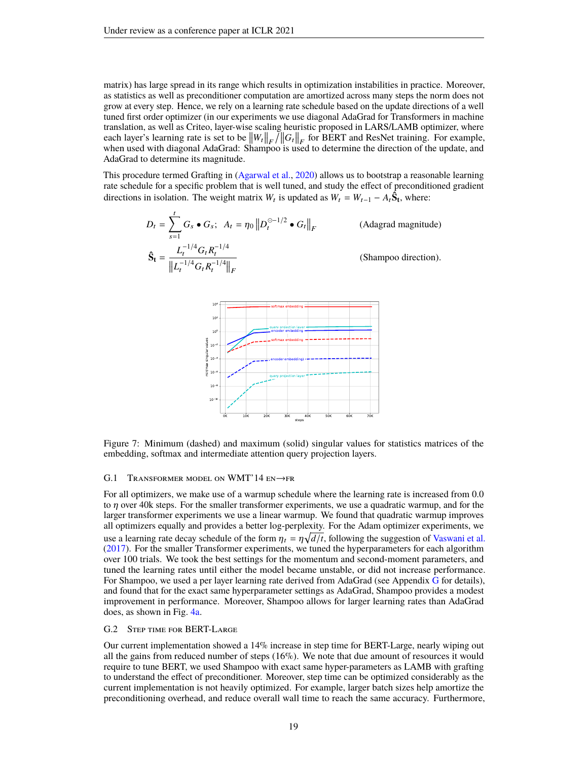matrix) has large spread in its range which results in optimization instabilities in practice. Moreover, as statistics as well as preconditioner computation are amortized across many steps the norm does not grow at every step. Hence, we rely on a learning rate schedule based on the update directions of a well tuned first order optimizer (in our experiments we use diagonal AdaGrad for Transformers in machine translation, as well as Criteo, layer-wise scaling heuristic proposed in LARS/LAMB optimizer, where each layer's learning rate is set to be $\|W_t\|_F / \|G_t\|_F$ for BERT and ResNet training. For example, when used with diagonal AdaGrad: Shampoo is used to determine the direction of the update, and AdaGrad to determine its magnitude.

This procedure termed Grafting in (Agarwal et al., 2020) allows us to bootstrap a reasonable learning rate schedule for a specific problem that is well tuned, and study the effect of preconditioned gradient directions in isolation. The weight matrix $W_t$ is updated as $W_t = W_{t-1} - A_t \hat{\mathbf{S}}_\mathbf{t}$, where:

$$D_t = \sum_{s=1}^{t} G_s \bullet G_s; \quad A_t = \eta_0 \left\| D_t^{\odot -1/2} \bullet G_t \right\|_F \qquad \text{(Adagrad magnitude)}$$

$$\hat{\mathbf{S}}_\mathbf{t} = \frac{L_t^{-1/4} G_t R_t^{-1/4}}{\left\| L_t^{-1/4} G_t R_t^{-1/4} \right\|_F} \qquad \text{(Shampoo direction).}$$

Figure 7: Minimum (dashed) and maximum (solid) singular values for statistics matrices of the embedding, softmax and intermediate attention query projection layers.

### G.1 Transformer model on WMT'14 en→fr

For all optimizers, we make use of a warmup schedule where the learning rate is increased from 0.0 to $\eta$ over 40k steps. For the smaller transformer experiments, we use a quadratic warmup, and for the larger transformer experiments we use a linear warmup. We found that quadratic warmup improves all optimizers equally and provides a better log-perplexity. For the Adam optimizer experiments, we use a learning rate decay schedule of the form $\eta_t = \eta\sqrt{d/t}$, following the suggestion of Vaswani et al. (2017). For the smaller Transformer experiments, we tuned the hyperparameters for each algorithm over 100 trials. We took the best settings for the momentum and second-moment parameters, and tuned the learning rates until either the model became unstable, or did not increase performance. For Shampoo, we used a per layer learning rate derived from AdaGrad (see Appendix G for details), and found that for the exact same hyperparameter settings as AdaGrad, Shampoo provides a modest improvement in performance. Moreover, Shampoo allows for larger learning rates than AdaGrad does, as shown in Fig. 4a.

### G.2 Step time for BERT-Large

Our current implementation showed a 14% increase in step time for BERT-Large, nearly wiping out all the gains from reduced number of steps (16%). We note that due amount of resources it would require to tune BERT, we used Shampoo with exact same hyper-parameters as LAMB with grafting to understand the effect of preconditioner. Moreover, step time can be optimized considerably as the current implementation is not heavily optimized. For example, larger batch sizes help amortize the preconditioning overhead, and reduce overall wall time to reach the same accuracy. Furthermore,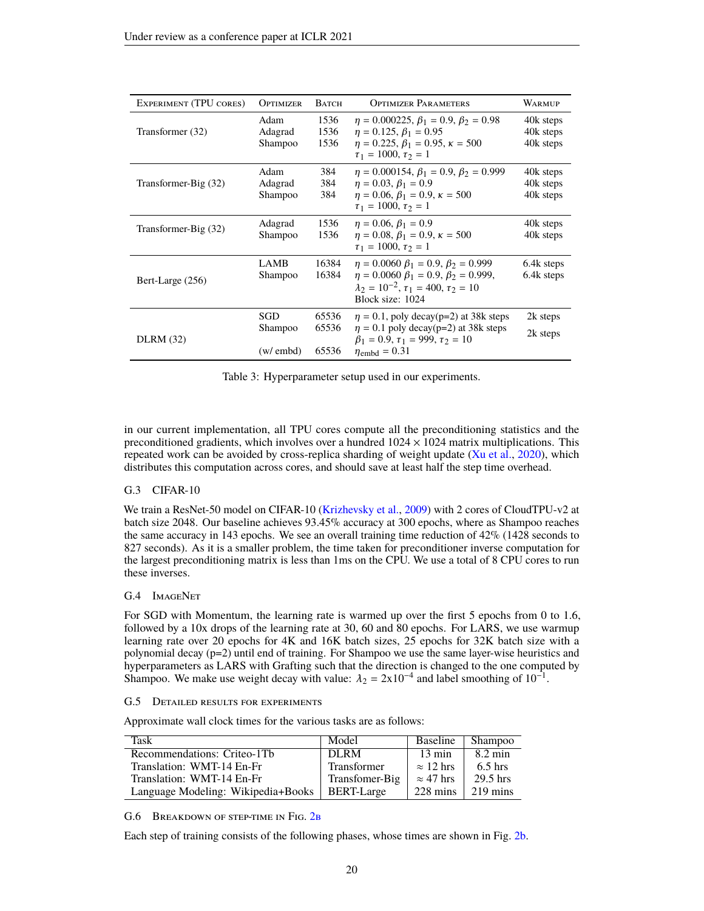| Experiment (TPU cores) | Optimizer | Batch | Optimizer Parameters | Warmup |
|---|---|---|---|---|
| Transformer (32) | Adam | 1536 | $\eta = 0.000225$, $\beta_1 = 0.9$, $\beta_2 = 0.98$ | 40k steps |
| | Adagrad | 1536 | $\eta = 0.125$, $\beta_1 = 0.95$ | 40k steps |
| | Shampoo | 1536 | $\eta = 0.225$, $\beta_1 = 0.95$, $\kappa = 500$ <br> $\tau_1 = 1000$, $\tau_2 = 1$ | 40k steps |
| Transformer-Big (32) | Adam | 384 | $\eta = 0.000154$, $\beta_1 = 0.9$, $\beta_2 = 0.999$ | 40k steps |
| | Adagrad | 384 | $\eta = 0.03$, $\beta_1 = 0.9$ | 40k steps |
| | Shampoo | 384 | $\eta = 0.06$, $\beta_1 = 0.9$, $\kappa = 500$ <br> $\tau_1 = 1000$, $\tau_2 = 1$ | 40k steps |
| Transformer-Big (32) | Adagrad | 1536 | $\eta = 0.06$, $\beta_1 = 0.9$ | 40k steps |
| | Shampoo | 1536 | $\eta = 0.08$, $\beta_1 = 0.9$, $\kappa = 500$ <br> $\tau_1 = 1000$, $\tau_2 = 1$ | 40k steps |
| Bert-Large (256) | LAMB | 16384 | $\eta = 0.0060$ $\beta_1 = 0.9$, $\beta_2 = 0.999$ | 6.4k steps |
| | Shampoo | 16384 | $\eta = 0.0060$ $\beta_1 = 0.9$, $\beta_2 = 0.999$, <br> $\lambda_2 = 10^{-2}$, $\tau_1 = 400$, $\tau_2 = 10$ <br> Block size: 1024 | 6.4k steps |
| DLRM (32) | SGD | 65536 | $\eta = 0.1$, poly decay(p=2) at 38k steps | 2k steps |
| | Shampoo | 65536 | $\eta = 0.1$ poly decay(p=2) at 38k steps <br> $\beta_1 = 0.9$, $\tau_1 = 999$, $\tau_2 = 10$ | 2k steps |
| | (w/ embd) | 65536 | $\eta_{\text{embd}} = 0.31$ | |

Table 3: Hyperparameter setup used in our experiments.

in our current implementation, all TPU cores compute all the preconditioning statistics and the preconditioned gradients, which involves over a hundred $1024 \times 1024$ matrix multiplications. This repeated work can be avoided by cross-replica sharding of weight update (Xu et al., 2020), which distributes this computation across cores, and should save at least half the step time overhead.

### G.3 CIFAR-10

We train a ResNet-50 model on CIFAR-10 (Krizhevsky et al., 2009) with 2 cores of CloudTPU-v2 at batch size 2048. Our baseline achieves 93.45% accuracy at 300 epochs, where as Shampoo reaches the same accuracy in 143 epochs. We see an overall training time reduction of 42% (1428 seconds to 827 seconds). As it is a smaller problem, the time taken for preconditioner inverse computation for the largest preconditioning matrix is less than 1ms on the CPU. We use a total of 8 CPU cores to run these inverses.

### G.4 ImageNet

For SGD with Momentum, the learning rate is warmed up over the first 5 epochs from 0 to 1.6, followed by a 10x drops of the learning rate at 30, 60 and 80 epochs. For LARS, we use warmup learning rate over 20 epochs for 4K and 16K batch sizes, 25 epochs for 32K batch size with a polynomial decay (p=2) until end of training. For Shampoo we use the same layer-wise heuristics and hyperparameters as LARS with Grafting such that the direction is changed to the one computed by Shampoo. We make use weight decay with value: $\lambda_2 = 2\text{x}10^{-4}$ and label smoothing of $10^{-1}$.

### G.5 Detailed results for experiments

Approximate wall clock times for the various tasks are as follows:

| Task | Model | Baseline | Shampoo |
|---|---|---|---|
| Recommendations: Criteo-1Tb | DLRM | 13 min | 8.2 min |
| Translation: WMT-14 En-Fr | Transformer | $\approx$ 12 hrs | 6.5 hrs |
| Translation: WMT-14 En-Fr | Transfomer-Big | $\approx$ 47 hrs | 29.5 hrs |
| Language Modeling: Wikipedia+Books | BERT-Large | 228 mins | 219 mins |

### G.6 Breakdown of step-time in Fig. 2b

Each step of training consists of the following phases, whose times are shown in Fig. 2b.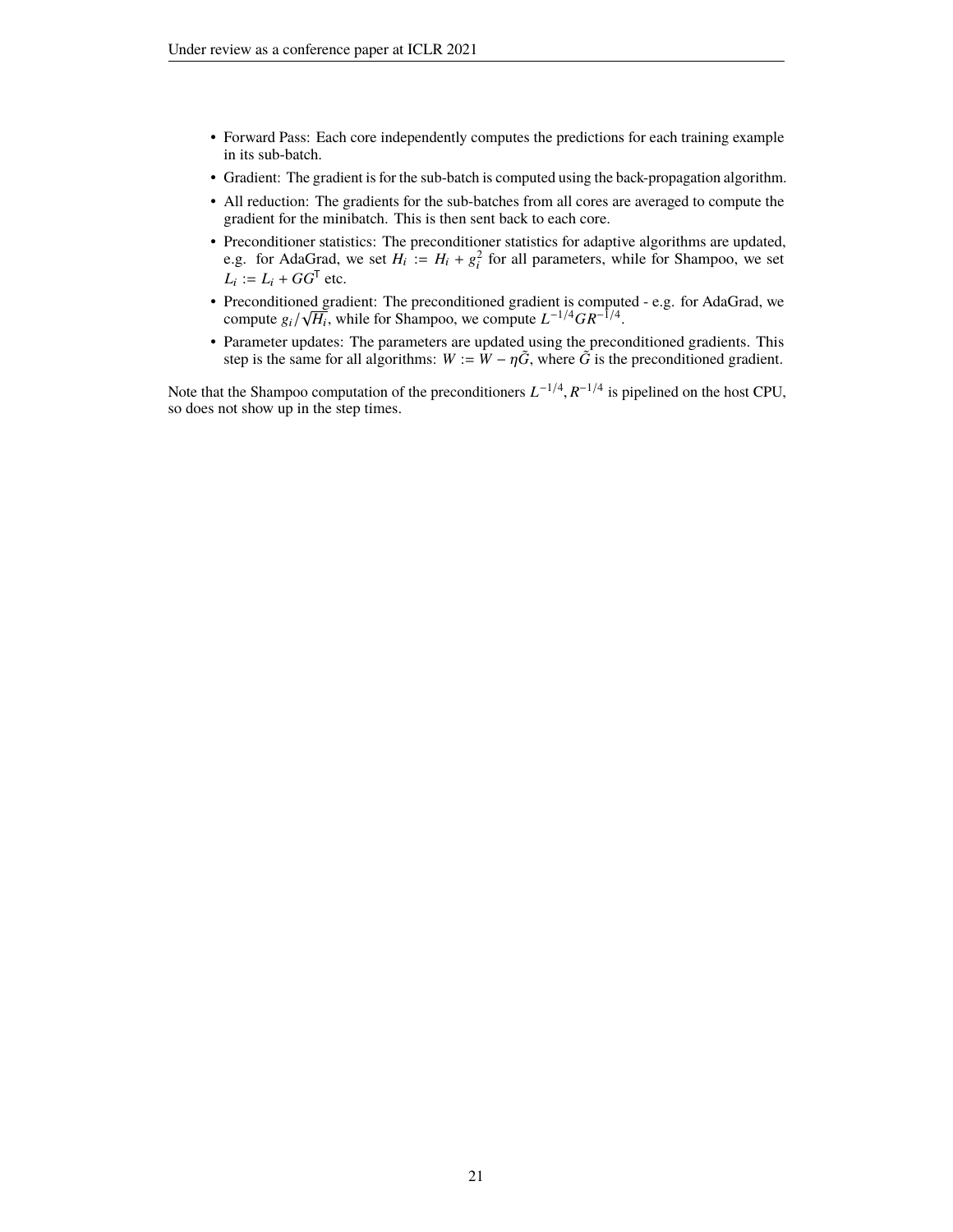- Forward Pass: Each core independently computes the predictions for each training example in its sub-batch.
- Gradient: The gradient is for the sub-batch is computed using the back-propagation algorithm.
- All reduction: The gradients for the sub-batches from all cores are averaged to compute the gradient for the minibatch. This is then sent back to each core.
- Preconditioner statistics: The preconditioner statistics for adaptive algorithms are updated, e.g. for AdaGrad, we set $H_i := H_i + g_i^2$ for all parameters, while for Shampoo, we set $L_i := L_i + GG^\top$ etc.
- Preconditioned gradient: The preconditioned gradient is computed - e.g. for AdaGrad, we compute $g_i/\sqrt{H_i}$, while for Shampoo, we compute $L^{-1/4}GR^{-1/4}$.
- Parameter updates: The parameters are updated using the preconditioned gradients. This step is the same for all algorithms: $W := W - \eta\tilde{G}$, where $\tilde{G}$ is the preconditioned gradient.

Note that the Shampoo computation of the preconditioners $L^{-1/4}, R^{-1/4}$ is pipelined on the host CPU, so does not show up in the step times.